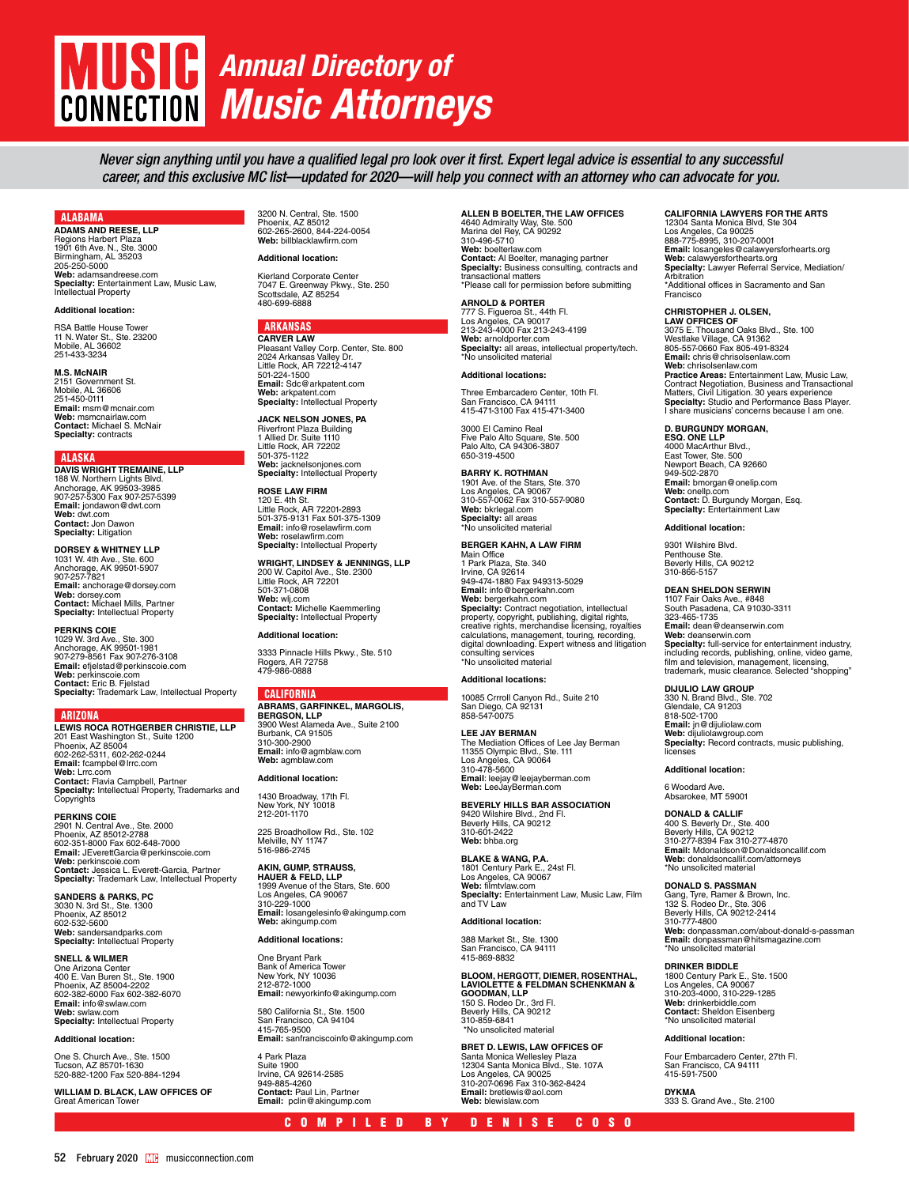# MUSIC CONNECTION Annual Directory of Music Attorneys

*Never sign anything until you have a qualified legal pro look over it first. Expert legal advice is essential to any successful career, and this exclusive MC list—updated for 2020—will help you connect with an attorney who can advocate for you.*

## ALABAMA

**ADAMS AND REESE, LLP**
Regions Harbert Plaza
1901 6th Ave. N., Ste. 3000
Birmingham, AL 35203
205-250-5000
**Web:** adamsandreese.com
**Specialty:** Entertainment Law, Music Law, Intellectual Property

**Additional location:**

RSA Battle House Tower
11 N. Water St., Ste. 23200
Mobile, AL 36602
251-433-3234

**M.S. McNAIR**
2151 Government St.
Mobile, AL 36606
251-450-0111
**Email:** msm@mcnair.com
**Web:** msmcnairlaw.com
**Contact:** Michael S. McNair
**Specialty:** contracts

## ALASKA

**DAVIS WRIGHT TREMAINE, LLP**
188 W. Northern Lights Blvd.
Anchorage, AK 99503-3985
907-257-5300 Fax 907-257-5399
**Email:** jondawon@dwt.com
**Web:** dwt.com
**Contact:** Jon Dawon
**Specialty:** Litigation

**DORSEY & WHITNEY LLP**
1031 W. 4th Ave., Ste. 600
Anchorage, AK 99501-5907
907-257-7821
**Email:** anchorage@dorsey.com
**Web:** dorsey.com
**Contact:** Michael Mills, Partner
**Specialty:** Intellectual Property

**PERKINS COIE**
1029 W. 3rd Ave., Ste. 300
Anchorage, AK 99501-1981
907-279-8561 Fax 907-276-3108
**Email:** efjelstad@perkinscoie.com
**Web:** perkinscoie.com
**Contact:** Eric B. Fjelstad
**Specialty:** Trademark Law, Intellectual Property

## ARIZONA

**LEWIS ROCA ROTHGERBER CHRISTIE, LLP**
201 East Washington St., Suite 1200
Phoenix, AZ 85004
602-262-5311, 602-262-0244
**Email:** fcampbel@lrrc.com
**Web:** Lrrc.com
**Contact:** Flavia Campbell, Partner
**Specialty:** Intellectual Property, Trademarks and Copyrights

**PERKINS COIE**
2901 N. Central Ave., Ste. 2000
Phoenix, AZ 85012-2788
602-351-8000 Fax 602-648-7000
**Email:** JEverettGarcia@perkinscoie.com
**Web:** perkinscoie.com
**Contact:** Jessica L. Everett-Garcia, Partner
**Specialty:** Trademark Law, Intellectual Property

**SANDERS & PARKS, PC**
3030 N. 3rd St., Ste. 1300
Phoenix, AZ 85012
602-532-5600
**Web:** sandersandparks.com
**Specialty:** Intellectual Property

**SNELL & WILMER**
One Arizona Center
400 E. Van Buren St., Ste. 1900
Phoenix, AZ 85004-2202
602-382-6000 Fax 602-382-6070
**Email:** info@swlaw.com
**Web:** swlaw.com
**Specialty:** Intellectual Property

**Additional location:**

One S. Church Ave., Ste. 1500
Tucson, AZ 85701-1630
520-882-1200 Fax 520-884-1294

**WILLIAM D. BLACK, LAW OFFICES OF**
Great American Tower
3200 N. Central, Ste. 1500
Phoenix, AZ 85012
602-265-2600, 844-224-0054
**Web:** billblacklawfirm.com

**Additional location:**

Kierland Corporate Center
7047 E. Greenway Pkwy., Ste. 250
Scottsdale, AZ 85254
480-699-6888

## ARKANSAS

**CARVER LAW**
Pleasant Valley Corp. Center, Ste. 800
2024 Arkansas Valley Dr.
Little Rock, AR 72212-4147
501-224-1500
**Email:** Sdc@arkpatent.com
**Web:** arkpatent.com
**Specialty:** Intellectual Property

**JACK NELSON JONES, PA**
Riverfront Plaza Building
1 Allied Dr. Suite 1110
Little Rock, AR 72202
501-375-1122
**Web:** jacknelsonjones.com
**Specialty:** Intellectual Property

**ROSE LAW FIRM**
120 E. 4th St.
Little Rock, AR 72201-2893
501-375-9131 Fax 501-375-1309
**Email:** info@roselawfirm.com
**Web:** roselawfirm.com
**Specialty:** Intellectual Property

**WRIGHT, LINDSEY & JENNINGS, LLP**
200 W. Capitol Ave., Ste. 2300
Little Rock, AR 72201
501-371-0808
**Web:** wlj.com
**Contact:** Michelle Kaemmerling
**Specialty:** Intellectual Property

**Additional location:**

3333 Pinnacle Hills Pkwy., Ste. 510
Rogers, AR 72758
479-986-0888

## CALIFORNIA

**ABRAMS, GARFINKEL, MARGOLIS, BERGSON, LLP**
3900 West Alameda Ave., Suite 2100
Burbank, CA 91505
310-300-2900
**Email:** info@agmblaw.com
**Web:** agmblaw.com

**Additional location:**

1430 Broadway, 17th Fl.
New York, NY 10018
212-201-1170

225 Broadhollow Rd., Ste. 102
Melville, NY 11747
516-986-2745

**AKIN, GUMP, STRAUSS, HAUER & FELD, LLP**
1999 Avenue of the Stars, Ste. 600
Los Angeles, CA 90067
310-229-1000
**Email:** losangelesinfo@akingump.com
**Web:** akingump.com

**Additional locations:**

One Bryant Park
Bank of America Tower
New York, NY 10036
212-872-1000
**Email:** newyorkinfo@akingump.com

580 California St., Ste. 1500
San Francisco, CA 94104
415-765-9500
**Email:** sanfranciscoinfo@akingump.com

4 Park Plaza
Suite 1900
Irvine, CA 92614-2585
949-885-4260
**Contact:** Paul Lin, Partner
**Email:** pclin@akingump.com

**ALLEN B BOELTER, THE LAW OFFICES**
4640 Admiralty Way, Ste. 500
Marina del Rey, CA 90292
310-496-5710
**Web:** boelterlaw.com
**Contact:** Al Boelter, managing partner
**Specialty:** Business consulting, contracts and transactional matters
*Please call for permission before submitting

**ARNOLD & PORTER**
777 S. Figueroa St., 44th Fl.
Los Angeles, CA 90017
213-243-4000 Fax 213-243-4199
**Web:** arnoldporter.com
**Specialty:** all areas, intellectual property/tech.
*No unsolicited material

**Additional locations:**

Three Embarcadero Center, 10th Fl.
San Francisco, CA 94111
415-471-3100 Fax 415-471-3400

3000 El Camino Real
Five Palo Alto Square, Ste. 500
Palo Alto, CA 94306-3807
650-319-4500

**BARRY K. ROTHMAN**
1901 Ave. of the Stars, Ste. 370
Los Angeles, CA 90067
310-557-0062 Fax 310-557-9080
**Web:** bkrlegal.com
**Specialty:** all areas
*No unsolicited material

**BERGER KAHN, A LAW FIRM**
Main Office
1 Park Plaza, Ste. 340
Irvine, CA 92614
949-474-1880 Fax 949313-5029
**Email:** info@bergerkahn.com
**Web:** bergerkahn.com
**Specialty:** Contract negotiation, intellectual property, copyright, publishing, digital rights, creative rights, merchandise licensing, royalties calculations, management, touring, recording, digital downloading. Expert witness and litigation consulting services
*No unsolicited material

**Additional locations:**

10085 Crrroll Canyon Rd., Suite 210
San Diego, CA 92131
858-547-0075

**LEE JAY BERMAN**
The Mediation Offices of Lee Jay Berman
11355 Olympic Blvd., Ste. 111
Los Angeles, CA 90064
310-478-5600
**Email**: leejay@leejayberman.com
**Web:** LeeJayBerman.com

**BEVERLY HILLS BAR ASSOCIATION**
9420 Wilshire Blvd., 2nd Fl.
Beverly Hills, CA 90212
310-601-2422
**Web:** bhba.org

**BLAKE & WANG, P.A.**
1801 Century Park E., 24st Fl.
Los Angeles, CA 90067
**Web:** filmtvlaw.com
**Specialty:** Entertainment Law, Music Law, Film and TV Law

**Additional location:**

388 Market St., Ste. 1300
San Francisco, CA 94111
415-869-8832

**BLOOM, HERGOTT, DIEMER, ROSENTHAL, LAVIOLETTE & FELDMAN SCHENKMAN & GOODMAN, LLP**
150 S. Rodeo Dr., 3rd Fl.
Beverly Hills, CA 90212
310-859-6841
*No unsolicited material

**BRET D. LEWIS, LAW OFFICES OF**
Santa Monica Wellesley Plaza
12304 Santa Monica Blvd., Ste. 107A
Los Angeles, CA 90025
310-207-0696 Fax 310-362-8424
**Email:** bretlewis@aol.com
**Web:** blewislaw.com

**CALIFORNIA LAWYERS FOR THE ARTS**
12304 Santa Monica Blvd, Ste 304
Los Angeles, Ca 90025
888-775-8995, 310-207-0001
**Email:** losangeles@calawyersforhearts.org
**Web:** calawyersforthearts.org
**Specialty:** Lawyer Referral Service, Mediation/Arbitration
*Additional offices in Sacramento and San Francisco

**CHRISTOPHER J. OLSEN, LAW OFFICES OF**
3075 E. Thousand Oaks Blvd., Ste. 100
Westlake Village, CA 91362
805-557-0660 Fax 805-491-8324
**Email:** chris@chrisolsenlaw.com
**Web:** chrisolsenlaw.com
**Practice Areas:** Entertainment Law, Music Law, Contract Negotiation, Business and Transactional Matters, Civil Litigation. 30 years experience
**Specialty:** Studio and Performance Bass Player. I share musicians' concerns because I am one.

**D. BURGUNDY MORGAN, ESQ. ONE LLP**
4000 MacArthur Blvd.,
East Tower, Ste. 500
Newport Beach, CA 92660
949-502-2870
**Email:** bmorgan@onelip.com
**Web:** onellp.com
**Contact:** D. Burgundy Morgan, Esq.
**Specialty:** Entertainment Law

**Additional location:**

9301 Wilshire Blvd.
Penthouse Ste.
Beverly Hills, CA 90212
310-866-5157

**DEAN SHELDON SERWIN**
1107 Fair Oaks Ave., #848
South Pasadena, CA 91030-3311
323-465-1735
**Email:** dean@deanserwin.com
**Web:** deanserwin.com
**Specialty:** full-service for entertainment industry, including records, publishing, online, video game, film and television, management, licensing, trademark, music clearance. Selected "shopping"

**DIJULIO LAW GROUP**
330 N. Brand Blvd., Ste. 702
Glendale, CA 91203
818-502-1700
**Email:** jn@dijuliolaw.com
**Web:** dijuliolawgroup.com
**Specialty:** Record contracts, music publishing, licenses

**Additional location:**

6 Woodard Ave.
Absarokee, MT 59001

**DONALD & CALLIF**
400 S. Beverly Dr., Ste. 400
Beverly Hills, CA 90212
310-277-8394 Fax 310-277-4870
**Email:** Mdonaldson@Donaldsoncallif.com
**Web:** donaldsoncallif.com/attorneys
*No unsolicited material

**DONALD S. PASSMAN**
Gang, Tyre, Ramer & Brown, Inc.
132 S. Rodeo Dr., Ste. 306
Beverly Hills, CA 90212-2414
310-777-4800
**Web:** donpassman.com/about-donald-s-passman
**Email:** donpassman@hitsmagazine.com
*No unsolicited material

**DRINKER BIDDLE**
1800 Century Park E., Ste. 1500
Los Angeles, CA 90067
310-203-4000, 310-229-1285
**Web:** drinkerbiddle.com
**Contact:** Sheldon Eisenberg
*No unsolicited material

**Additional location:**

Four Embarcadero Center, 27th Fl.
San Francisco, CA 94111
415-591-7500

**DYKMA**
333 S. Grand Ave., Ste. 2100

COMPILED BY DENISE COSO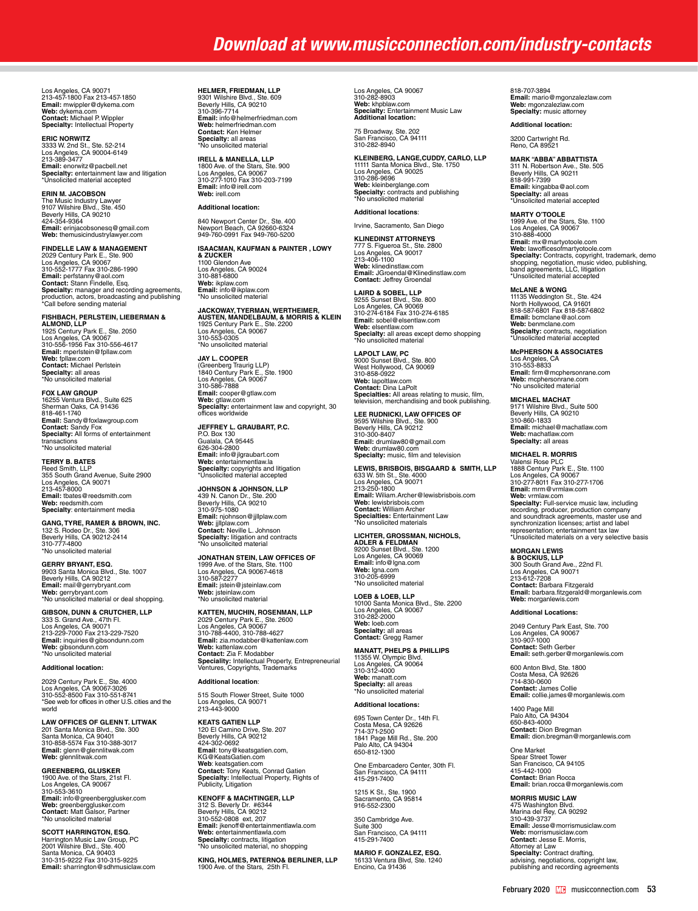Los Angeles, CA 90071
213-457-1800 Fax 213-457-1850
**Email:** mwippler@dykema.com
**Web:** dykema.com
**Contact:** Michael P. Wippler
**Specialty:** Intellectual Property

**ERIC NORWITZ**
3333 W. 2nd St., Ste. 52-214
Los Angeles, CA 90004-6149
213-389-3477
**Email:** enorwitz@pacbell.net
**Specialty:** entertainment law and litigation
*Unsolicited material accepted

**ERIN M. JACOBSON**
The Music Industry Lawyer
9107 Wilshire Blvd., Ste. 450
Beverly Hills, CA 90210
424-354-9364
**Email:** erinjacobsonesq@gmail.com
**Web:** themusicindustrylawyer.com

**FINDELLE LAW & MANAGEMENT**
2029 Century Park E., Ste. 900
Los Angeles, CA 90067
310-552-1777 Fax 310-286-1990
**Email:** perfstanny@aol.com
**Contact:** Stann Findelle, Esq.
**Specialty:** manager and recording agreements, production, actors, broadcasting and publishing
*Call before sending material

**FISHBACH, PERLSTEIN, LIEBERMAN & ALMOND, LLP**
1925 Century Park E., Ste. 2050
Los Angeles, CA 90067
310-556-1956 Fax 310-556-4617
**Email:** mperlstein@fpllaw.com
**Web:** fpllaw.com
**Contact:** Michael Perlstein
**Specialty:** all areas
*No unsolicited material

**FOX LAW GROUP**
16255 Ventura Blvd., Suite 625
Sherman Oaks, CA 91436
818-461-1740
**Email:** Sandy@foxlawgroup.com
**Contact:** Sandy Fox
**Specialty:** All forms of entertainment transactions
*No unsolicited material

**TERRY B. BATES**
Reed Smith, LLP
355 South Grand Avenue, Suite 2900
Los Angeles, CA 90071
213-457-8000
**Email:** tbates@reedsmith.com
**Web:** reedsmith.com
**Specialty:** entertainment media

**GANG, TYRE, RAMER & BROWN, INC.**
132 S. Rodeo Dr., Ste. 306
Beverly Hills, CA 90212-2414
310-777-4800
*No unsolicited material

**GERRY BRYANT, ESQ.**
9903 Santa Monica Blvd., Ste. 1007
Beverly Hills, CA 90212
**Email:** mail@gerrybryant.com
**Web:** gerrybryant.com
*No unsolicited material or deal shopping.

**GIBSON, DUNN & CRUTCHER, LLP**
333 S. Grand Ave., 47th Fl.
Los Angeles, CA 90071
213-229-7000 Fax 213-229-7520
**Email:** inquiries@gibsondunn.com
**Web:** gibsondunn.com
*No unsolicited material

**Additional location:**

2029 Century Park E., Ste. 4000
Los Angeles, CA 90067-3026
310-552-8500 Fax 310-551-8741
*See web for offices in other U.S. cities and the world

**LAW OFFICES OF GLENN T. LITWAK**
201 Santa Monica Blvd., Ste. 300
Santa Monica, CA 90401
310-858-5574 Fax 310-388-3017
**Email:** glenn@glennlitwak.com
**Web:** glennlitwak.com

**GREENBERG, GLUSKER**
1900 Ave. of the Stars, 21st Fl.
Los Angeles, CA 90067
310-553-3610
**Email:** info@greenbergglusker.com
**Web:** greenbergglusker.com
**Contact:** Matt Galsor, Partner
*No unsolicited material

**SCOTT HARRINGTON, ESQ.**
Harrington Music Law Group, PC
2001 Wilshire Blvd., Ste. 400
Santa Monica, CA 90403
310-315-9222 Fax 310-315-9225
**Email:** sharrington@sdhmusiclaw.com

**HELMER, FRIEDMAN, LLP**
9301 Wilshire Blvd., Ste. 609
Beverly Hills, CA 90210
310-396-7714
**Email:** info@helmerfriedman.com
**Web:** helmerfriedman.com
**Contact:** Ken Helmer
**Specialty:** all areas
*No unsolicited material

**IRELL & MANELLA, LLP**
1800 Ave. of the Stars, Ste. 900
Los Angeles, CA 90067
310-277-1010 Fax 310-203-7199
**Email:** info@irell.com
**Web:** irell.com

**Additional location:**

840 Newport Center Dr., Ste. 400
Newport Beach, CA 92660-6324
949-760-0991 Fax 949-760-5200

**ISAACMAN, KAUFMAN & PAINTER , LOWY & ZUCKER**
1100 Glendon Ave
Los Angeles, CA 90024
310-881-6800
**Web:** ikplaw.com
**Email:** info@ikplaw.com
*No unsolicited material

**JACKOWAY, TYERMAN, WERTHEIMER, AUSTEN, MANDELBAUM, & MORRIS & KLEIN**
1925 Century Park E., Ste. 2200
Los Angeles, CA 90067
310-553-0305
*No unsolicited material

**JAY L. COOPER**
(Greenberg Traurig LLP)
1840 Century Park E., Ste. 1900
Los Angeles, CA 90067
310-586-7888
**Email:** cooper@gtlaw.com
**Web:** gtlaw.com
**Specialty:** entertainment law and copyright, 30 offices worldwide

**JEFFREY L. GRAUBART, P.C.**
P.O. Box 130
Gualala, CA 95445
626-304-2800
**Email:** info@jlgraubart.com
**Web:** entertainmentlaw.la
**Specialty:** copyrights and litigation
*Unsolicited material accepted

**JOHNSON & JOHNSON, LLP**
439 N. Canon Dr., Ste. 200
Beverly Hills, CA 90210
310-975-1080
**Email:** njohnson@jjllplaw.com
**Web:** jjllplaw.com
**Contact:** Neville L. Johnson
**Specialty:** litigation and contracts
*No unsolicited material

**JONATHAN STEIN, LAW OFFICES OF**
1999 Ave. of the Stars, Ste. 1100
Los Angeles, CA 90067-4618
310-587-2277
**Email:** jstein@jsteinlaw.com
**Web:** jsteinlaw.com
*No unsolicited material

**KATTEN, MUCHIN, ROSENMAN, LLP**
2029 Century Park E., Ste. 2600
Los Angeles, CA 90067
310-788-4400, 310-788-4627
**Email:** zia.modabber@kattenlaw.com
**Web:** kattenlaw.com
**Contact:** Zia F. Modabber
**Speciality:** Intellectual Property, Entrepreneurial Ventures, Copyrights, Trademarks

**Additional location**:

515 South Flower Street, Suite 1000
Los Angeles, CA 90071
213-443-9000

**KEATS GATIEN LLP**
120 El Camino Drive, Ste. 207
Beverly Hills, CA 90212
424-302-0692
**Email**: tony@keatsgatien.com, KG@KeatsGatien.com
**Web**: keatsgatien.com
**Contact:** Tony Keats, Conrad Gatien
**Specialty:** Intellectual Property, Rights of Publicity, Litigation

**KENOFF & MACHTINGER, LLP**
312 S. Beverly Dr. #6344
Beverly Hills, CA 90212
310-552-0808 ext, 207
**Email:** jkenoff@entertainmentlawla.com
**Web:** entertainmentlawla.com
**Specialty:** contracts, litigation
*No unsolicited material, no shopping

**KING, HOLMES, PATERNO& BERLINER, LLP**
1900 Ave. of the Stars, 25th Fl.
Los Angeles, CA 90067
310-282-8903
**Web:** khpblaw.com
**Specialty:** Entertainment Music Law
**Additional location:**

75 Broadway, Ste. 202
San Francisco, CA 94111
310-282-8940

**KLEINBERG, LANGE,CUDDY, CARLO, LLP**
11111 Santa Monica Blvd., Ste. 1750
Los Angeles, CA 90025
310-286-9696
**Web:** kleinberglange.com
**Specialty:** contracts and publishing
*No unsolicited material

**Additional locations**:

Irvine, Sacramento, San Diego

**KLINEDINST ATTORNEYS**
777 S. Figueroa St., Ste. 2800
Los Angeles, CA 90017
213-406-1100
**Web:** klinedinstlaw.com
**Email:** JGroendal@Klinedinstlaw.com
**Contact:** Jeffrey Groendal

**LAIRD & SOBEL, LLP**
9255 Sunset Blvd., Ste. 800
Los Angeles, CA 90069
310-274-6184 Fax 310-274-6185
**Email:** sobel@elsentlaw.com
**Web:** elsentlaw.com
**Specialty:** all areas except demo shopping
*No unsolicited material

**LAPOLT LAW, PC**
9000 Sunset Blvd., Ste. 800
West Hollywood, CA 90069
310-858-0922
**Web:** lapoltlaw.com
**Contact:** Dina LaPolt
**Specialties:** All areas relating to music, film, television, merchandising and book publishing.

**LEE RUDNICKI, LAW OFFICES OF**
9595 Wilshire Blvd., Ste. 900
Beverly Hills, CA 90212
310-300-8407
**Email:** drumlaw80@gmail.com
**Web:** drumlaw80.com
**Specialty:** music, film and television

**LEWIS, BRISBOIS, BISGAARD & SMITH, LLP**
633 W. 5th St., Ste. 4000
Los Angeles, CA 90071
213-250-1800
**Email:** Wiliam.Archer@lewisbrisbois.com
**Web:** lewisbrisbois.com
**Contact:** William Archer
**Specialties:** Entertainment Law
*No unsolicited materials

**LICHTER, GROSSMAN, NICHOLS, ADLER & FELDMAN**
9200 Sunset Blvd., Ste. 1200
Los Angeles, CA 90069
**Email:** info@lgna.com
**Web:** lgna.com
310-205-6999
*No unsolicited material

**LOEB & LOEB, LLP**
10100 Santa Monica Blvd., Ste. 2200
Los Angeles, CA 90067
310-282-2000
**Web:** loeb.com
**Specialty:** all areas
**Contact:** Gregg Ramer

**MANATT, PHELPS & PHILLIPS**
11355 W. Olympic Blvd.
Los Angeles, CA 90064
310-312-4000
**Web:** manatt.com
**Specialty:** all areas
*No unsolicited material

**Additional locations:**

695 Town Center Dr., 14th Fl.
Costa Mesa, CA 92626
714-371-2500
1841 Page Mill Rd., Ste. 200
Palo Alto, CA 94304
650-812-1300

One Embarcadero Center, 30th Fl.
San Francisco, CA 94111
415-291-7400

1215 K St., Ste. 1900
Sacramento, CA 95814
916-552-2300

350 Cambridge Ave.
Suite 300
San Francisco, CA 94111
415-291-7400

**MARIO F. GONZALEZ, ESQ.**
16133 Ventura Blvd, Ste. 1240
Encino, Ca 91436
818-707-3894
**Email:** mario@mgonzalezlaw.com
**Web:** mgonzalezlaw.com
**Specialty:** music attorney

**Additional location:**

3200 Cartwright Rd.
Reno, CA 89521

**MARK "ABBA" ABBATTISTA**
311 N. Robertson Ave., Ste. 505
Beverly Hills, CA 90211
818-991-7399
**Email:** kingabba@aol.com
**Specialty:** all areas
*Unsolicited material accepted

**MARTY O'TOOLE**
1999 Ave. of the Stars, Ste. 1100
Los Angeles, CA 90067
310-888-4000
**Email:** mx@martyotoole.com
**Web:** lawofficesofmartyotoole.com
**Specialty:** Contracts, copyright, trademark, demo shopping, negotiation, music video, publishing, band agreements, LLC, litigation
*Unsolicited material accepted

**McLANE & WONG**
11135 Weddington St., Ste. 424
North Hollywood, CA 91601
818-587-6801 Fax 818-587-6802
**Email:** bcmclane@aol.com
**Web:** benmclane.com
**Specialty:** contracts, negotiation
*Unsolicited material accepted

**McPHERSON & ASSOCIATES**
Los Angeles, CA
310-553-8833
**Email:** firm@mcphersonrane.com
**Web:** mcphersonrane.com
*No unsolicited material

**MICHAEL MACHAT**
9171 Wilshire Blvd., Suite 500
Beverly Hills, CA 90210
310-860-1833
**Email:** michael@machatlaw.com
**Web:** machatlaw.com
**Specialty:** all areas

**MICHAEL R. MORRIS**
Valensi Rose PLC
1888 Century Park E., Ste. 1100
Los Angeles, CA 90067
310-277-8011 Fax 310-277-1706
**Email:** mrm@vrmlaw.com
**Web:** vrmlaw.com
**Specialty:** Full-service music law, including recording, producer, production company and soundtrack agreements, master use and synchronization licenses; artist and label representation; entertainment tax law
*Unsolicited materials on a very selective basis

**MORGAN LEWIS & BOCKIUS, LLP**
300 South Grand Ave., 22nd Fl.
Los Angeles, CA 90071
213-612-7208
**Contact:** Barbara Fitzgerald
**Email:** barbara.fitzgerald@morganlewis.com
**Web:** morganlewis.com

**Additional Locations:**

2049 Century Park East, Ste. 700
Los Angeles, CA 90067
310-907-1000
**Contact:** Seth Gerber
**Email:** seth.gerber@morganlewis.com

600 Anton Blvd, Ste. 1800
Costa Mesa, CA 92626
714-830-0600
**Contact:** James Collie
**Email:** collie.james@morganlewis.com

1400 Page Mill
Palo Alto, CA 94304
650-843-4000
**Contact:** Dion Bregman
**Email:** dion.bregman@morganlewis.com

One Market
Spear Street Tower
San Francisco, CA 94105
415-442-1000
**Contact:** Brian Rocca
**Email:** brian.rocca@morganlewis.com

**MORRIS MUSIC LAW**
475 Washington Blvd.
Marina del Rey, CA 90292
310-439-3737
**Email:** Jesse@morrismusiclaw.com
**Web:** morrismusiclaw.com
**Contact:** Jesse E. Morris, Attorney at Law
**Specialty:** Contract drafting, advising, negotiations, copyright law, publishing and recording agreements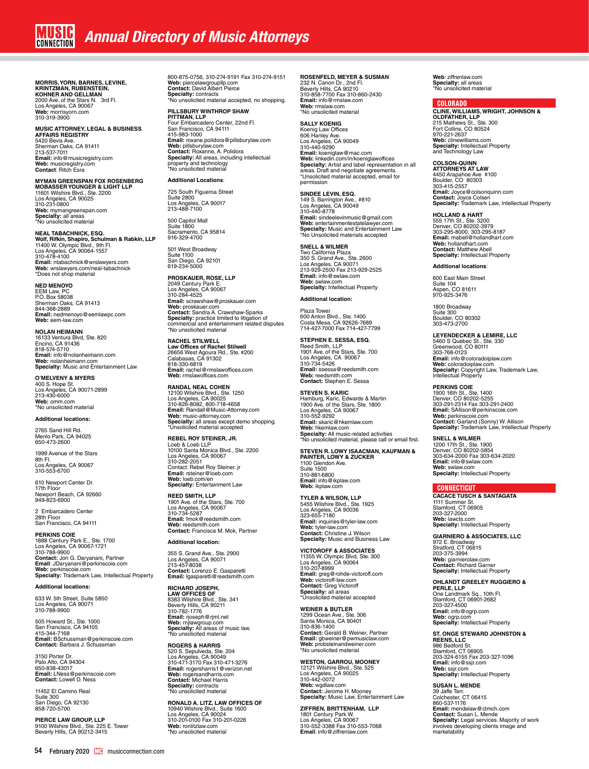# Annual Directory of Music Attorneys

**MORRIS, YORN, BARNES, LEVINE, KRINTZMAN, RUBENSTEIN, KOHNER AND GELLMAN**
2000 Ave. of the Stars N. 3rd Fl.
Los Angeles, CA 90067
**Web:** morrisyorn.com
310-319-3900

**MUSIC ATTORNEY, LEGAL & BUSINESS AFFAIRS REGISTRY**
5420 Bevis Ave.
Sherman Oaks, CA 91411
213-537-7011
**Email:** info@musicregistry.com
**Web:** musicregistry.com
**Contact**: Ritch Esra

**MYMAN GREENSPAN FOX ROSENBERG MOBASSER YOUNGER & LIGHT LLP**
11601 Wilshire Blvd., Ste. 2200
Los Angeles, CA 90025
310-231-0800
**Web:** mymangreenspan.com
**Specialty:** all areas
*No unsolicited material

**NEAL TABACHNICK, ESQ.**
**Wolf, Rifkin, Shapiro, Schulman & Rabkin, LLP**
11400 W. Olympic Blvd., 9th Fl.
Los Angeles, CA 90064-1557
310-478-4100
**Email:** ntabachnick@wrslawyers.com
**Web:** wrslawyers.com/neal-tabachnick
*Does not shop material

**NED MENOYO**
EEM Law, PC
P.O. Box 58038
Sherman Oaks, CA 91413
844-368-2889
**Email:** nedmenoyo@eemlawpc.com
**Web:** eem-law.com

**NOLAN HEIMANN**
16133 Ventura Blvd, Ste. 820
Encino, CA 91436
818-574-5710
**Email:** info@nolanheimann.com
**Web:** nolanheimann.com
**Specialty:** Music and Entertainment Law

**O'MELVENY & MYERS**
400 S. Hope St.
Los Angeles, CA 90071-2899
213-430-6000
**Web:** omm.com
*No unsolicited material

**Additional locations:**

2765 Sand Hill Rd.
Menlo Park, CA 94025
650-473-2600

1999 Avenue of the Stars
8th Fl.
Los Angeles, CA 90067
310-553-6700

610 Newport Center Dr.
17th Floor
Newport Beach, CA 92660
949-823-6900

2 Embarcadero Center
28th Floor
San Francisco, CA 94111

**PERKINS COIE**
1888 Century Park E., Ste. 1700
Los Angeles, CA 90067-1721
310-788-9900
**Contact:** Jon G. Daryanani, Partner
**Email:** JDaryanani@perkinscoie.com
**Web:** perkinscoie.com
**Specialty:** Trademark Law, Intellectual Property

**Additional locations:**

633 W. 5th Street, Suite 5850
Los Angeles, CA 90071
310-788-9900

505 Howard St., Ste. 1000
San Francisco, CA 94105
415-344-7168
**Email:** BSchussman@perkinscoie.com
**Contact:** Barbara J. Schussman

3150 Porter Dr.
Palo Alto, CA 94304
650-838-43017
**Email:** LNess@perkinscoie.com
**Contact:** Lowell D. Ness

11452 El Camino Real
Suite 300
San Diego, CA 92130
858-720-5700

**PIERCE LAW GROUP, LLP**
9100 Wilshire Blvd., Ste. 225 E. Tower
Beverly Hills, CA 90212-3415
800-875-0756, 310-274-9191 Fax 310-274-9151
**Web:** piercelawgroupllp.com
**Contact:** David Albert Pierce
**Specialty:** contracts
*No unsolicited material accepted, no shopping.

**PILLSBURY WINTHROP SHAW PITTMAN, LLP**
Four Embarcadero Center, 22nd Fl.
San Francisco, CA 94111
415-983-1000
**Email:** roxane.polidora@pillsburylaw.com
**Web:** pillsburylaw.com
**Contact:** Roxanne, A. Polidora
**Specialty:** All areas, including intellectual property and technology
*No unsolicited material

**Additional Locations**:

725 South Figueroa Street
Suite 2800
Los Angeles, CA 90017
213-488-7100

500 Capitol Mall
Suite 1800
Sacramento, CA 95814
916-329-4700

501 West Broadway
Suite 1100
San Diego, CA 92101
619-234-5000

**PROSKAUER, ROSE, LLP**
2049 Century Park E.
Los Angeles, CA 90067
310-284-4525
**Email:** scrawshaw@proskauer.com
**Web:** proskauer.com
**Contact:** Sandra A. Crawshaw-Sparks
**Specialty:** practice limited to litigation of commercial and entertainment related disputes
*No unsolicited material

**RACHEL STILWELL**
**Law Offices of Rachel Stilwell**
26656 West Agoura Rd., Ste. #200
Calabasas, CA 91302
818-330-6819
**Email:** rachel@rmslawoffices.com
**Web:** rmslawoffices.com

**RANDAL NEAL COHEN**
12100 Wilshire Blvd., Ste. 1250
Los Angeles, CA 90025
310-826-8082, 800-718-4658
**Email:** Randall@Music-Attorney.com
**Web:** music-attorney.com
**Specialty:** all areas except demo shopping.
*Unsolicited material accepted

**REBEL ROY STEINER, JR.**
Loeb & Loeb LLP
10100 Santa Monica Blvd., Ste. 2200
Los Angeles, CA 90067
310-282-2051
Contact: Rebel Roy Steiner. jr
**Email:** rsteiner@loeb.com
**Web:** loeb.com/en
**Specialty:** Entertainment Law

**REED SMITH, LLP**
1901 Ave. of the Stars, Ste. 700
Los Angeles, CA 90067
310-734-5287
**Email:** fmok@reedsmith.com
**Web:** reedsmith.com
**Contact:** Francisca M. Mok, Partner

**Additional location:**

355 S. Grand Ave., Ste. 2900
Los Angeles, CA 90071
213-457-8038
**Contact:** Lorenzo E. Gasparetti
**Email:** lgasparetti@reedsmith.com

**RICHARD JOSEPH, LAW OFFICES OF**
8383 Wilshire Blvd., Ste. 341
Beverly Hills, CA 90211
310-782-1776
**Email:** rjoseph@rjml.net
**Web:** rnjlawgroup.com
**Specialty:** All areas of music law.
*No unsolicited material

**ROGERS & HARRIS**
520 S. Sepulveda, Ste. 204
Los Angeles, CA 90049
310-471-3170 Fax 310-471-3276
**Email:** rogersharris1@verizon.net
**Web:** rogersandharris.com
**Contact:** Michael Harris
**Specialty:** contracts
*No unsolicited material

**RONALD A. LITZ, LAW OFFICES OF**
10940 Wlshire Blvd., Suite 1600
Los Angeles, CA 90024
310-201-0100 Fax 310-201-0226
**Web:** ronlitzlaw.com
*No unsolicited material

**ROSENFELD, MEYER & SUSMAN**
232 N. Canon Dr., 2nd Fl.
Beverly Hills, CA 90210
310-858-7700 Fax 310-860-2430
**Email:** info@rmslaw.com
**Web:** rmslaw.com
*No unsolicited material

**SALLY KOENIG**
Koenig Law Offices
606 Hanley Ave.
Los Angeles, CA 90049
310-440-9290
**Email:** koeniglaw@mac.com
**Web:** linkedin.com/in/koeniglawoffices
**Specialty:** Artist and label representation in all areas. Draft and negotiate agreements.
*Unsolicited material accepted, email for permission

**SINDEE LEVIN, ESQ.**
149 S. Barrington Ave., #810
Los Angeles, CA 90049
310-440-8778
**Email:** sindeelevinmusic@gmail.com
**Web:** entertainmentestatelawyer.com
**Specialty:** Music and Entertainment Law
*No Unsolicited materials accepted

**SNELL & WILMER**
Two California Plaza
350 S. Grand Ave., Ste. 2600
Los Angeles, CA 90071
213-929-2500 Fax 213-929-2525
**Email:** info@swlaw.com
**Web:** swlaw.com
**Specialty:** Intellectual Property

**Additional location:**

Plaza Tower
600 Anton Blvd., Ste. 1400
Costa Mesa, CA 92626-7689
714-427-7000 Fax 714-427-7799

**STEPHEN E. SESSA, ESQ.**
Reed Smith, LLP
1901 Ave. of the Stars, Ste. 700
Los Angeles, CA 90067
310-734-5426
**Email:** ssessa@reedsmith.com
**Web:** reedsmith.com
**Contact:** Stephen E. Sessa

**STEVEN S. KARIC**
Hamburg, Karic, Edwards & Martin
1900 Ave. of the Stars, Ste. 1800
Los Angeles, CA 90067
310-552-9292
**Email:** skaric@hkemlaw.com
**Web:** hkemlaw.com
**Specialty:** All music-related activities
*No unsolicited material, please call or email first.

**STEVEN R. LOWY ISAACMAN, KAUFMAN & PAINTER, LOWY & ZUCKER**
1100 Glendon Ave.
Suite 1500
310-881-6800
**Email:** info@ikplaw.com
**Web:** ikplaw.com

**TYLER & WILSON, LLP**
5455 Wilshire Blvd., Ste. 1925
Los Angeles, CA 90036
323-655-7180
**Email:** inquiries@tyler-law.com
**Web:** tyler-law.com
**Contact:** Christine J. Wilson
**Specialty:** Music and Business Law

**VICTOROFF & ASSOCIATES**
11355 W. Olympic Blvd, Ste. 300
Los Angeles, CA 90064
310-207-8999
**Email:** greg@rohde-victoroff.com
**Web:** victoroff-law.com
**Contact:** Greg Victoroff
**Specialty:** all areas
*Unsolicited material accepted

**WEINER & BUTLER**
1299 Ocean Ave., Ste. 306
Santa Monica, CA 90401
310-836-1400
**Contact:** Gerald B. Weiner, Partner
**Email:** gbweiner@pwmusiclaw.com
**Web:** probsteinandweiner.com
*No unsolicited material

**WESTON, GARROU, MOONEY**
12121 Wilshire Blvd., Ste. 525
Los Angeles, CA 90025
310-442-0072
**Web:** wgdlaw.com
**Contact:** Jerome H. Mooney
**Specialty:** Music Law, Entertainment Law

**ZIFFREN, BRITTENHAM, LLP**
1801 Century Park W.
Los Angeles, CA 90067
310-552-3388 Fax 310-553-7068
**Email**: info@ziffrenlaw.com
**Web**: ziffrenlaw.com
**Specialty:** all areas
*No unsolicited material

## COLORADO

**CLINE, WILLIAMS, WRIGHT, JOHNSON & OLDFATHER, LLP**
215 Mathews St., Ste. 300
Fort Collins, CO 80524
970-221-2637
**Web:** clinewilliams.com
**Specialty:** Intellectual Property and Technology Law

**COLSON-QUINN ATTORNEYS AT LAW**
4450 Arapahoe Ave #100
Boulder, CO 80303
303-415-2557
**Email:** Joyce@colsonquinn.com
**Contact:** Joyce Colsen
**Specialty:** Trademark Law, Intellectual Property

**HOLLAND & HART**
555 17th St., Ste. 3200
Denver, CO 80202-3979
303-295-8000, 303-295-8187
**Email:** mabell@hollandhart.com
**Web:** hollandhart.com
**Contact:** Matthew Abell
**Specialty:** Intellectual Property

**Additional locations**:

600 East Main Street
Suite 104
Aspen, CO 81611
970-925-3476

1800 Broadway
Suite 300
Boulder, CO 80302
303-473-2700

**LEYENDECKER & LEMIRE, LLC**
5460 S Quebec St., Ste. 330
Greenwood, CO 80111
303-768-0123
**Email:** info@coloradoiplaw.com
**Web:** coloradoiplaw.com
**Specialty:** Copyright Law, Trademark Law, Intellectual Property

**PERKINS COIE**
1900 16th St., Ste. 1400
Denver, CO 80202-5255
303-291-2314 Fax 303-291-2400
**Email:** SAllison@perkinscoie.com
**Web:** perkinscoie.com
**Contact:** Garland (Sonny) W. Allison
**Specialty:** Trademark Law, Intellectual Property

**SNELL & WILMER**
1200 17th St., Ste. 1900
Denver, CO 80202-5854
303-634-2000 Fax 303-634-2020
**Email:** info@swlaw.com
**Web:** swlaw.com
**Specialty:** Intellectual Property

## CONNECTICUT

**CACACE TUSCH & SANTAGATA**
1111 Summer St.
Stamford, CT 06905
203-327-2000
**Web:** lawcts.com
**Specialty:** Intellectual Property

**GIARNIERO & ASSOCIATES, LLC**
972 E. Broadway
Stratford, CT 06615
203-375-3994
**Web:** giarnierolaw.com
**Contact:** Richard Garner
**Specialty:** Intellectual Property

**OHLANDT GREELEY RUGGIERO & PERLE, LLP**
One Landmark Sq., 10th Fl.
Stamford, CT 06901-2682
203-327-4500
**Email:** info@ogrp.com
**Web:** ogrp.com
**Specialty:** Intellectual Property

**ST. ONGE STEWARD JOHNSTON & REENS, LLC**
986 Bedford St.
Stamford, CT 06905
203-324-6155 Fax 203-327-1096
**Email:** info@ssjr.com
**Web:** ssjr.com
**Specialty:** Intellectual Property

**SUSAN L. MENDE**
39 Jaffe Terr.
Colchester, CT 06415
860-537-1176
**Email:** mendelaw@ctmch.com
**Contact:** Susan L. Mende
**Specialty:** Legal services. Majority of work involves developing clients image and marketability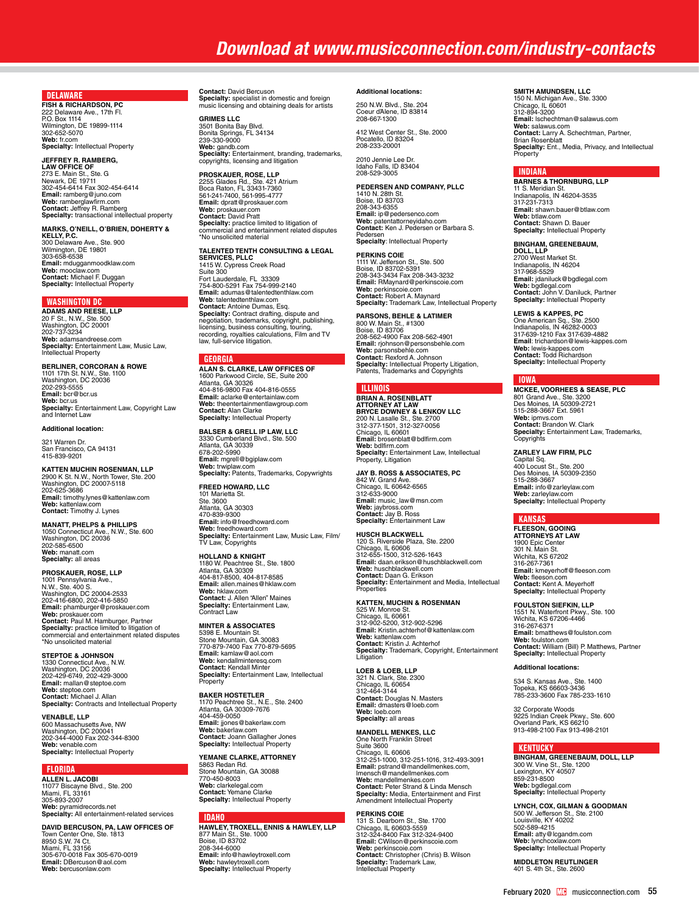## DELAWARE

**FISH & RICHARDSON, PC**
222 Delaware Ave., 17th Fl.
P.O. Box 1114
Wilmington, DE 19899-1114
302-652-5070
**Web:** fr.com
**Specialty:** Intellectual Property

**JEFFREY R. RAMBERG, LAW OFFICE OF**
273 E. Main St., Ste. G
Newark, DE 19711
302-454-6414 Fax 302-454-6414
**Email:** ramberg@juno.com
**Web:** ramberglawfirm.com
**Contact:** Jeffrey R. Ramberg
**Specialty:** transactional intellectual property

**MARKS, O'NEILL, O'BRIEN, DOHERTY & KELLY, P.C.**
300 Delaware Ave., Ste. 900
Wilmington, DE 19801
303-658-6538
**Email:** mduggan@moodklaw.com
**Web:** mooclaw.com
**Contact:** Michael F. Duggan
**Specialty:** Intellectual Property

## WASHINGTON DC

**ADAMS AND REESE, LLP**
20 F St., N.W., Ste. 500
Washington, DC 20001
202-737-3234
**Web:** adamsandreese.com
**Specialty:** Entertainment Law, Music Law, Intellectual Property

**BERLINER, CORCORAN & ROWE**
1101 17th St. N.W., Ste. 1100
Washington, DC 20036
202-293-5555
**Email:** bcr@bcr.us
**Web:** bcr.us
**Specialty:** Entertainment Law, Copyright Law and Internet Law

**Additional location:**

321 Warren Dr.
San Francisco, CA 94131
415-839-9201

**KATTEN MUCHIN ROSENMAN, LLP**
2900 K St. N.W., North Tower, Ste. 200
Washington, DC 20007-5118
202-625-3686
**Email:** timothy.lynes@kattenlaw.com
**Web:** kattenlaw.com
**Contact:** Timothy J. Lynes

**MANATT, PHELPS & PHILLIPS**
1050 Connecticut Ave., N.W., Ste. 600
Washington, DC 20036
202-585-6500
**Web:** manatt.com
**Specialty:** all areas

**PROSKAUER, ROSE, LLP**
1001 Pennsylvania Ave., N.W., Ste. 400 S.
Washington, DC 20004-2533
202-416-6800, 202-416-5850
**Email:** phamburger@proskauer.com
**Web:** proskauer.com
**Contact:** Paul M. Hamburger, Partner
**Specialty:** practice limited to litigation of commercial and entertainment related disputes
*No unsolicited material

**STEPTOE & JOHNSON**
1330 Connecticut Ave., N.W.
Washington, DC 20036
202-429-6749, 202-429-3000
**Email:** mallan@steptoe.com
**Web:** steptoe.com
**Contact:** Michael J. Allan
**Specialty:** Contracts and Intellectual Property

**VENABLE, LLP**
600 Massachusetts Ave, NW
Washington, DC 200041
202-344-4000 Fax 202-344-8300
**Web:** venable.com
**Specialty:** Intellectual Property

## FLORIDA

**ALLEN L. JACOBI**
11077 Biscayne Blvd., Ste. 200
Miami, FL 33161
305-893-2007
**Web:** pyramidrecords.net
**Specialty:** All entertainment-related services

**DAVID BERCUSON, PA, LAW OFFICES OF**
Town Center One, Ste. 1813
8950 S.W. 74 Ct.
Miami, FL 33156
305-670-0018 Fax 305-670-0019
**Email:** DBercuson@aol.com
**Web:** bercusonlaw.com
**Contact:** David Bercuson
**Specialty:** specialist in domestic and foreign music licensing and obtaining deals for artists

**GRIMES LLC**
3501 Bonita Bay Blvd.
Bonita Springs, FL 34134
239-330-9000
**Web:** gandb.com
**Specialty:** Entertainment, branding, trademarks, copyrights, licensing and litigation

**PROSKAUER, ROSE, LLP**
2255 Glades Rd., Ste. 421 Atrium
Boca Raton, FL 33431-7360
561-241-7400, 561-995-4777
**Email:** dpratt@proskauer.com
**Web:** proskauer.com
**Contact:** David Pratt
**Specialty:** practice limited to litigation of commercial and entertainment related disputes
*No unsolicited material

**TALENTED TENTH CONSULTING & LEGAL SERVICES, PLLC**
1415 W. Cypress Creek Road
Suite 300
Fort Lauderdale, FL 33309
754-800-5291 Fax 754-999-2140
**Email:** adumas@talentedtenthlaw.com
**Web**: talentedtenthlaw.com
**Contact:** Antoine Dumas, Esq.
**Specialty:** Contract drafting, dispute and negotiation, trademarks, copyright, publishing, licensing, business consulting, touring, recording, royalties calculations, Film and TV law, full-service litigation.

## GEORGIA

**ALAN S. CLARKE, LAW OFFICES OF**
1600 Parkwood Circle, SE, Suite 200
Atlanta, GA 30326
404-816-9800 Fax 404-816-0555
**Email:** aclarke@entertainlaw.com
**Web:** theentertainmentlawgroup.com
**Contact:** Alan Clarke
**Specialty:** Intellectual Property

**BALSER & GRELL IP LAW, LLC**
3330 Cumberland Blvd., Ste. 500
Atlanta, GA 30339
678-202-5990
**Email:** mgrell@bgiplaw.com
**Web:** trwiplaw.com
**Specialty:** Patents, Trademarks, Copywrights

**FREED HOWARD, LLC**
101 Marietta St.
Ste. 3600
Atlanta, GA 30303
470-839-9300
**Email:** info@freedhoward.com
**Web:** freedhoward.com
**Specialty:** Entertainment Law, Music Law, Film/TV Law, Copyrights

**HOLLAND & KNIGHT**
1180 W. Peachtree St., Ste. 1800
Atlanta, GA 30309
404-817-8500, 404-817-8585
**Email:** allen.maines@hklaw.com
**Web:** hklaw.com
**Contact:** J. Allen "Allen" Maines
**Specialty:** Entertainment Law, Contract Law

**MINTER & ASSOCIATES**
5398 E. Mountain St.
Stone Mountain, GA 30083
770-879-7400 Fax 770-879-5695
**Email:** kamlaw@aol.com
**Web:** kendallminteresq.com
**Contact:** Kendall Minter
**Specialty:** Entertainment Law, Intellectual Property

**BAKER HOSTETLER**
1170 Peachtree St., N.E., Ste. 2400
Atlanta, GA 30309-7676
404-459-0050
**Email:** jjones@bakerlaw.com
**Web:** bakerlaw.com
**Contact:** Joann Gallagher Jones
**Specialty:** Intellectual Property

**YEMANE CLARKE, ATTORNEY**
5863 Redan Rd.
Stone Mountain, GA 30088
770-450-8003
**Web:** clarkelegal.com
**Contact:** Yemane Clarke
**Specialty:** Intellectual Property

## IDAHO

**HAWLEY, TROXELL, ENNIS & HAWLEY, LLP**
877 Main St., Ste. 1000
Boise, ID 83702
208-344-6000
**Email:** info@hawleytroxell.com
**Web:** hawleytroxell.com
**Specialty:** Intellectual Property

**Additional locations:**

250 N.W. Blvd., Ste. 204
Coeur dAlene, ID 83814
208-667-1300

412 West Center St., Ste. 2000
Pocatello, ID 83204
208-233-20001

2010 Jennie Lee Dr.
Idaho Falls, ID 83404
208-529-3005

**PEDERSEN AND COMPANY, PLLC**
1410 N. 28th St.
Boise, ID 83703
208-343-6355
**Email:** ip@pedersenco.com
**Web:** patentattorneyidaho.com
**Contact:** Ken J. Pedersen or Barbara S. Pedersen
**Specialty**: Intellectual Property

**PERKINS COIE**
1111 W. Jefferson St., Ste. 500
Boise, ID 83702-5391
208-343-3434 Fax 208-343-3232
**Email:** RMaynard@perkinscoie.com
**Web:** perkinscoie.com
**Contact:** Robert A. Maynard
**Specialty:** Trademark Law, Intellectual Property

**PARSONS, BEHLE & LATIMER**
800 W. Main St., #1300
Boise, ID 83706
208-562-4900 Fax 208-562-4901
**Email:** rjohnson@personsbehle.com
**Web:** parsonsbehle.com
**Contact:** Rexford A. Johnson
**Specialty:** Intellectual Property Litigation, Patents, Trademarks and Copyrights

## ILLINOIS

**BRIAN A. ROSENBLATT ATTORNEY AT LAW BRYCE DOWNEY & LENKOV LLC**
200 N. Lasalle St., Ste. 2700
312-377-1501, 312-327-0056
Chicago, IL 60601
**Email:** brosenblatt@bdlfirm.com
**Web:** bdlfirm.com
**Specialty:** Entertainment Law, Intellectual Property, Litigation

**JAY B. ROSS & ASSOCIATES, PC**
842 W. Grand Ave.
Chicago, IL 60642-6565
312-633-9000
**Email:** music_law@msn.com
**Web:** jaybross.com
**Contact:** Jay B. Ross
**Specialty:** Entertainment Law

**HUSCH BLACKWELL**
120 S. Riverside Plaza, Ste. 2200
Chicago, IL 60606
312-655-1500, 312-526-1643
**Email:** daan.erikson@huschblackwell.com
**Web:** huschblackwell.com
**Contact:** Daan G. Erikson
**Specialty:** Entertainment and Media, Intellectual Properties

**KATTEN, MUCHIN & ROSENMAN**
525 W. Monroe St.
Chicago, IL 60661
312-902-5200, 312-902-5296
**Email:** Kristin.achterhof@kattenlaw.com
**Web:** kattenlaw.com
**Contact:** Kristin J. Achterhof
**Specialty:** Trademark, Copyright, Entertainment Litigation

**LOEB & LOEB, LLP**
321 N. Clark, Ste. 2300
Chicago, IL 60654
312-464-3144
**Contact:** Douglas N. Masters
**Email:** dmasters@loeb.com
**Web:** loeb.com
**Specialty:** all areas

**MANDELL MENKES, LLC**
One North Franklin Street
Suite 3600
Chicago, IL 60606
312-251-1000, 312-251-1016, 312-493-3091
**Email:** pstrand@mandellmenkes.com, lmensch@mandellmenkes.com
**Web:** mandellmenkes.com
**Contact:** Peter Strand & Linda Mensch
**Specialty:** Media, Entertainment and First Amendment Intellectual Property

**PERKINS COIE**
131 S. Dearborn St., Ste. 1700
Chicago, IL 60603-5559
312-324-8400 Fax 312-324-9400
**Email:** CWilson@perkinscoie.com
**Web:** perkinscoie.com
**Contact:** Christopher (Chris) B. Wilson
**Specialty:** Trademark Law, Intellectual Property

**SMITH AMUNDSEN, LLC**
150 N. Michigan Ave., Ste. 3300
Chicago, IL 60601
312-894-3200
**Email:** lschechtman@salawus.com
**Web:** salawus.com
**Contact:** Larry A. Schechtman, Partner, Brian Rosenblatt
**Specialty:** Ent., Media, Privacy, and Intellectual Property

## INDIANA

**BARNES & THORNBURG, LLP**
11 S. Meridian St.
Indianapolis, IN 46204-3535
317-231-7313
**Email:** shawn.bauer@btlaw.com
**Web:** btlaw.com
**Contact:** Shawn D. Bauer
**Specialty:** Intellectual Property

**BINGHAM, GREENEBAUM, DOLL, LLP**
2700 West Market St.
Indianapolis, IN 46204
317-968-5529
**Email:** jdaniluck@bgdlegal.com
**Web:** bgdlegal.com
**Contact:** John V. Daniluck, Partner
**Specialty:** Intellectual Property

**LEWIS & KAPPES, PC**
One American Sq., Ste. 2500
Indianapolis, IN 46282-0003
317-639-1210 Fax 317-639-4882
**Email**: trichardson@lewis-kappes.com
**Web:** lewis-kappes.com
**Contact:** Todd Richardson
**Specialty:** Intellectual Property

## IOWA

**MCKEE, VOORHEES & SEASE, PLC**
801 Grand Ave., Ste. 3200
Des Moines, IA 50309-2721
515-288-3667 Ext. 5961
**Web:** ipmvs.com
**Contact:** Brandon W. Clark
**Specialty:** Entertainment Law, Trademarks, Copyrights

**ZARLEY LAW FIRM, PLC**
Capital Sq.
400 Locust St., Ste. 200
Des Moines, IA 50309-2350
515-288-3667
**Email:** info@zarleylaw.com
**Web:** zarleylaw.com
**Specialty:** Intellectual Property

## KANSAS

**FLEESON, GOOING ATTORNEYS AT LAW**
1900 Epic Center
301 N. Main St.
Wichita, KS 67202
316-267-7361
**Email:** kmeyerhoff@fleeson.com
**Web:** fleeson.com
**Contact:** Kent A. Meyerhoff
**Specialty:** Intellectual Property

**FOULSTON SIEFKIN, LLP**
1551 N. Waterfront Pkwy., Ste. 100
Wichita, KS 67206-4466
316-267-6371
**Email:** bmatthews@foulston.com
**Web:** foulston.com
**Contact:** William (Bill) P. Matthews, Partner
**Specialty:** Intellectual Property

**Additional locations:**

534 S. Kansas Ave., Ste. 1400
Topeka, KS 66603-3436
785-233-3600 Fax 785-233-1610

32 Corporate Woods
9225 Indian Creek Pkwy., Ste. 600
Overland Park, KS 66210
913-498-2100 Fax 913-498-2101

## KENTUCKY

**BINGHAM, GREENEBAUM, DOLL, LLP**
300 W. Vine St., Ste. 1200
Lexington, KY 40507
859-231-8500
**Web:** bgdlegal.com
**Specialty:** Intellectual Property

**LYNCH, COX, GILMAN & GOODMAN**
500 W. Jefferson St., Ste. 2100
Louisville, KY 40202
502-589-4215
**Email:** atty@lcgandm.com
**Web:** lynchcoxlaw.com
**Specialty:** Intellectual Property

**MIDDLETON REUTLINGER**
401 S. 4th St., Ste. 2600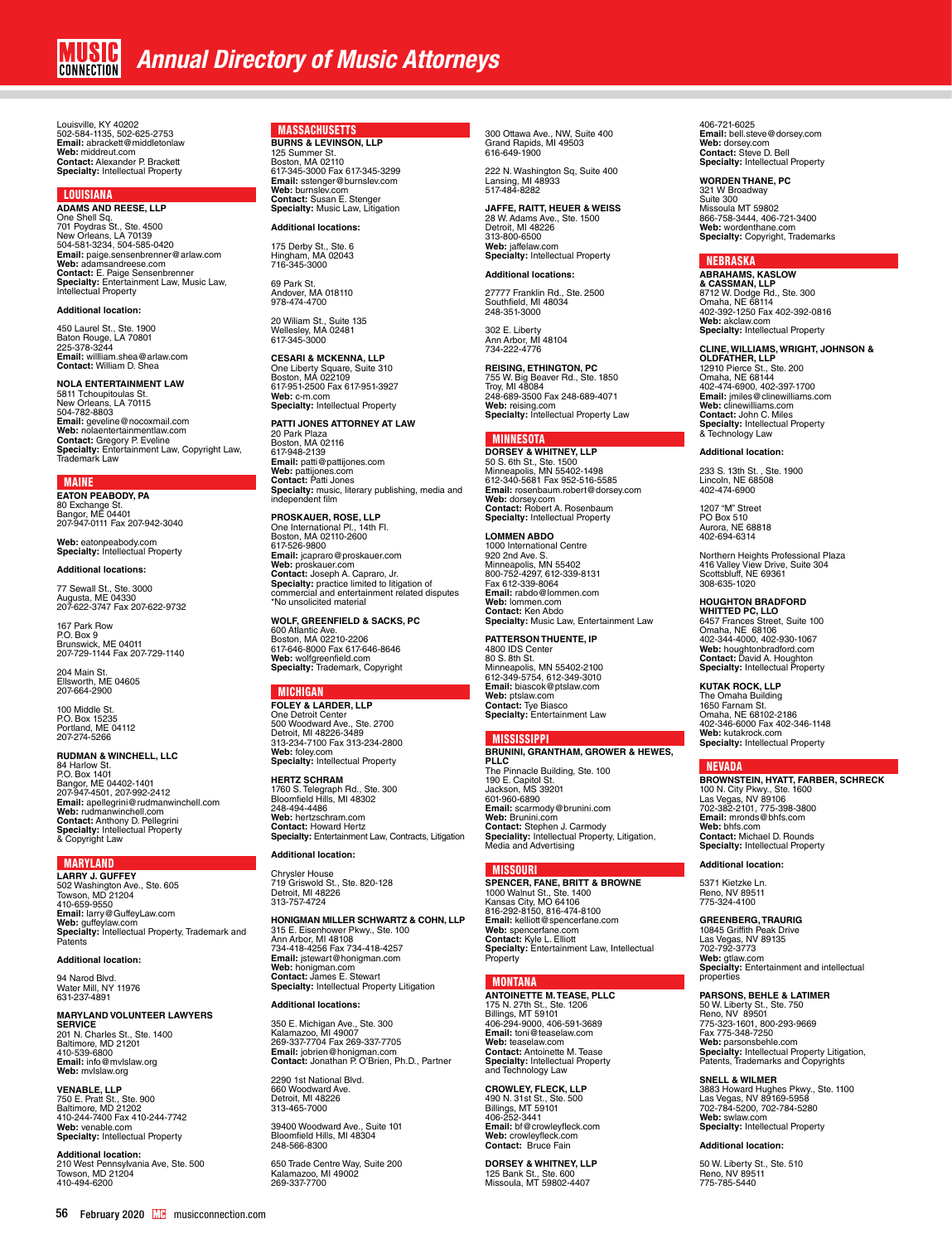# Annual Directory of Music Attorneys

Louisville, KY 40202
502-584-1135, 502-625-2753
**Email:** abrackett@middletonlaw
**Web:** middreut.com
**Contact:** Alexander P. Brackett
**Specialty:** Intellectual Property

## LOUISIANA

**ADAMS AND REESE, LLP**
One Shell Sq.
701 Poydras St., Ste. 4500
New Orleans, LA 70139
504-581-3234, 504-585-0420
**Email:** paige.sensenbrenner@arlaw.com
**Web:** adamsandreese.com
**Contact:** E. Paige Sensenbrenner
**Specialty:** Entertainment Law, Music Law, Intellectual Property

**Additional location:**

450 Laurel St., Ste. 1900
Baton Rouge, LA 70801
225-378-3244
**Email:** willliam.shea@arlaw.com
**Contact:** William D. Shea

**NOLA ENTERTAINMENT LAW**
5811 Tchoupitoulas St.
New Orleans, LA 70115
504-782-8803
**Email:** geveline@nocoxmail.com
**Web:** nolaentertainmentlaw.com
**Contact:** Gregory P. Eveline
**Specialty:** Entertainment Law, Copyright Law, Trademark Law

## MAINE

**EATON PEABODY, PA**
80 Exchange St.
Bangor, ME 04401
207-947-0111 Fax 207-942-3040

**Web:** eatonpeabody.com
**Specialty:** Intellectual Property

**Additional locations:**

77 Sewall St., Ste. 3000
Augusta, ME 04330
207-622-3747 Fax 207-622-9732

167 Park Row
P.O. Box 9
Brunswick, ME 04011
207-729-1144 Fax 207-729-1140

204 Main St.
Ellsworth, ME 04605
207-664-2900

100 Middle St.
P.O. Box 15235
Portland, ME 04112
207-274-5266

**RUDMAN & WINCHELL, LLC**
84 Harlow St.
P.O. Box 1401
Bangor, ME 04402-1401
207-947-4501, 207-992-2412
**Email:** apellegrini@rudmanwinchell.com
**Web:** rudmanwinchell.com
**Contact:** Anthony D. Pellegrini
**Specialty:** Intellectual Property & Copyright Law

## MARYLAND

**LARRY J. GUFFEY**
502 Washington Ave., Ste. 605
Towson, MD 21204
410-659-9550
**Email:** larry@GuffeyLaw.com
**Web:** guffeylaw.com
**Specialty:** Intellectual Property, Trademark and Patents

**Additional location:**

94 Narod Blvd.
Water Mill, NY 11976
631-237-4891

**MARYLAND VOLUNTEER LAWYERS SERVICE**
201 N. Charles St., Ste. 1400
Baltimore, MD 21201
410-539-6800
**Email:** info@mvlslaw.org
**Web:** mvlslaw.org

**VENABLE, LLP**
750 E. Pratt St., Ste. 900
Baltimore, MD 21202
410-244-7400 Fax 410-244-7742
**Web:** venable.com
**Specialty:** Intellectual Property

**Additional location:**
210 West Pennsylvania Ave, Ste. 500
Towson, MD 21204
410-494-6200

## MASSACHUSETTS

**BURNS & LEVINSON, LLP**
125 Summer St.
Boston, MA 02110
617-345-3000 Fax 617-345-3299
**Email:** sstenger@burnslev.com
**Web:** burnslev.com
**Contact:** Susan E. Stenger
**Specialty:** Music Law, Litigation

**Additional locations:**

175 Derby St., Ste. 6
Hingham, MA 02043
716-345-3000

69 Park St.
Andover, MA 018110
978-474-4700

20 Wiliam St., Suite 135
Wellesley, MA 02481
617-345-3000

**CESARI & MCKENNA, LLP**
One Liberty Square, Suite 310
Boston, MA 022109
617-951-2500 Fax 617-951-3927
**Web:** c-m.com
**Specialty:** Intellectual Property

**PATTI JONES ATTORNEY AT LAW**
20 Park Plaza
Boston, MA 02116
617-948-2139
**Email:** patti@pattijones.com
**Web:** pattijones.com
**Contact:** Patti Jones
**Specialty:** music, literary publishing, media and independent film

**PROSKAUER, ROSE, LLP**
One International Pl., 14th Fl.
Boston, MA 02110-2600
617-526-9800
**Email:** jcapraro@proskauer.com
**Web:** proskauer.com
**Contact:** Joseph A. Capraro, Jr.
**Specialty:** practice limited to litigation of commercial and entertainment related disputes
*No unsolicited material

**WOLF, GREENFIELD & SACKS, PC**
600 Atlantic Ave.
Boston, MA 02210-2206
617-646-8000 Fax 617-646-8646
**Web:** wolfgreenfield.com
**Specialty:** Trademark, Copyright

## MICHIGAN

**FOLEY & LARDER, LLP**
One Detroit Center
500 Woodward Ave., Ste. 2700
Detroit, MI 48226-3489
313-234-7100 Fax 313-234-2800
**Web:** foley.com
**Specialty:** Intellectual Property

**HERTZ SCHRAM**
1760 S. Telegraph Rd., Ste. 300
Bloomfield Hills, MI 48302
248-494-4486
**Web:** hertzschram.com
**Contact:** Howard Hertz
**Specialty:** Entertainment Law, Contracts, Litigation

**Additional location:**

Chrysler House
719 Griswold St., Ste. 820-128
Detroit, MI 48226
313-757-4724

**HONIGMAN MILLER SCHWARTZ & COHN, LLP**
315 E. Eisenhower Pkwy., Ste. 100
Ann Arbor, MI 48108
734-418-4256 Fax 734-418-4257
**Email:** jstewart@honigman.com
**Web:** honigman.com
**Contact:** James E. Stewart
**Specialty:** Intellectual Property Litigation

**Additional locations:**

350 E. Michigan Ave., Ste. 300
Kalamazoo, MI 49007
269-337-7704 Fax 269-337-7705
**Email:** jobrien@honigman.com
**Contact:** Jonathan P. O'Brien, Ph.D., Partner

2290 1st National Blvd.
660 Woodward Ave.
Detroit, MI 48226
313-465-7000

39400 Woodward Ave., Suite 101
Bloomfield Hills, MI 48304
248-566-8300

650 Trade Centre Way, Suite 200
Kalamazoo, MI 49002
269-337-7700

300 Ottawa Ave., NW, Suite 400
Grand Rapids, MI 49503
616-649-1900

222 N. Washington Sq, Suite 400
Lansing, MI 48933
517-484-8282

**JAFFE, RAITT, HEUER & WEISS**
28 W. Adams Ave., Ste. 1500
Detroit, MI 48226
313-800-6500
**Web:** jaffelaw.com
**Specialty:** Intellectual Property

**Additional locations:**

27777 Franklin Rd., Ste. 2500
Southfield, MI 48034
248-351-3000

302 E. Liberty
Ann Arbor, MI 48104
734-222-4776

**REISING, ETHINGTON, PC**
755 W. Big Beaver Rd., Ste. 1850
Troy, MI 48084
248-689-3500 Fax 248-689-4071
**Web:** reising.com
**Specialty:** Intellectual Property Law

## MINNESOTA

**DORSEY & WHITNEY, LLP**
50 S. 6th St., Ste. 1500
Minneapolis, MN 55402-1498
612-340-5681 Fax 952-516-5585
**Email:** rosenbaum.robert@dorsey.com
**Web:** dorsey.com
**Contact:** Robert A. Rosenbaum
**Specialty:** Intellectual Property

**LOMMEN ABDO**
1000 International Centre
920 2nd Ave. S.
Minneapolis, MN 55402
800-752-4297, 612-339-8131
Fax 612-339-8064
**Email:** rabdo@lommen.com
**Web:** lommen.com
**Contact:** Ken Abdo
**Specialty:** Music Law, Entertainment Law

**PATTERSON THUENTE, IP**
4800 IDS Center
80 S. 8th St.
Minneapolis, MN 55402-2100
612-349-5754, 612-349-3010
**Email:** biascok@ptslaw.com
**Web:** ptslaw.com
**Contact:** Tye Biasco
**Specialty:** Entertainment Law

## MISSISSIPPI

**BRUNINI, GRANTHAM, GROWER & HEWES, PLLC**
The Pinnacle Building, Ste. 100
190 E. Capitol St.
Jackson, MS 39201
601-960-6890
**Email:** scarmody@brunini.com
**Web:** Brunini.com
**Contact:** Stephen J. Carmody
**Specialty:** Intellectual Property, Litigation, Media and Advertising

## MISSOURI

**SPENCER, FANE, BRITT & BROWNE**
1000 Walnut St., Ste. 1400
Kansas City, MO 64106
816-292-8150, 816-474-8100
**Email:** kelliott@spencerfane.com
**Web:** spencerfane.com
**Contact:** Kyle L. Elliott
**Specialty:** Entertainment Law, Intellectual Property

## MONTANA

**ANTOINETTE M. TEASE, PLLC**
175 N. 27th St., Ste. 1206
Billings, MT 59101
406-294-9000, 406-591-3689
**Email:** toni@teaselaw.com
**Web:** teaselaw.com
**Contact:** Antoinette M. Tease
**Specialty:** Intellectual Property and Technology Law

**CROWLEY, FLECK, LLP**
490 N. 31st St., Ste. 500
Billings, MT 59101
406-252-3441
**Email:** bf@crowleyfleck.com
**Web:** crowleyfleck.com
**Contact:** Bruce Fain

**DORSEY & WHITNEY, LLP**
125 Bank St., Ste. 600
Missoula, MT 59802-4407
406-721-6025
**Email:** bell.steve@dorsey.com
**Web:** dorsey.com
**Contact:** Steve D. Bell
**Specialty:** Intellectual Property

**WORDEN THANE, PC**
321 W Broadway
Suite 300
Missoula MT 59802
866-758-3444, 406-721-3400
**Web:** wordenthane.com
**Specialty:** Copyright, Trademarks

## NEBRASKA

**ABRAHAMS, KASLOW & CASSMAN, LLP**
8712 W. Dodge Rd., Ste. 300
Omaha, NE 68114
402-392-1250 Fax 402-392-0816
**Web:** akclaw.com
**Specialty:** Intellectual Property

**CLINE, WILLIAMS, WRIGHT, JOHNSON & OLDFATHER, LLP**
12910 Pierce St., Ste. 200
Omaha, NE 68144
402-474-6900, 402-397-1700
**Email:** jmiles@clinewilliams.com
**Web:** clinewilliams.com
**Contact:** John C. Miles
**Specialty:** Intellectual Property & Technology Law

**Additional location:**

233 S. 13th St. , Ste. 1900
Lincoln, NE 68508
402-474-6900

1207 "M" Street
PO Box 510
Aurora, NE 68818
402-694-6314

Northern Heights Professional Plaza
416 Valley View Drive, Suite 304
Scottsbluff, NE 69361
308-635-1020

**HOUGHTON BRADFORD WHITTED PC, LLO**
6457 Frances Street, Suite 100
Omaha, NE 68106
402-344-4000, 402-930-1067
**Web:** houghtonbradford.com
**Contact:** David A. Houghton
**Specialty:** Intellectual Property

**KUTAK ROCK, LLP**
The Omaha Building
1650 Farnam St.
Omaha, NE 68102-2186
402-346-6000 Fax 402-346-1148
**Web:** kutakrock.com
**Specialty:** Intellectual Property

## NEVADA

**BROWNSTEIN, HYATT, FARBER, SCHRECK**
100 N. City Pkwy., Ste. 1600
Las Vegas, NV 89106
702-382-2101, 775-398-3800
**Email:** mronds@bhfs.com
**Web:** bhfs.com
**Contact:** Michael D. Rounds
**Specialty:** Intellectual Property

**Additional location:**

5371 Kietzke Ln.
Reno, NV 89511
775-324-4100

**GREENBERG, TRAURIG**
10845 Griffith Peak Drive
Las Vegas, NV 89135
702-792-3773
**Web:** gtlaw.com
**Specialty:** Entertainment and intellectual properties

**PARSONS, BEHLE & LATIMER**
50 W. Liberty St., Ste. 750
Reno, NV 89501
775-323-1601, 800-293-9669
Fax 775-348-7250
**Web:** parsonsbehle.com
**Specialty:** Intellectual Property Litigation, Patents, Trademarks and Copyrights

**SNELL & WILMER**
3883 Howard Hughes Pkwy., Ste. 1100
Las Vegas, NV 89169-5958
702-784-5200, 702-784-5280
**Web:** swlaw.com
**Specialty:** Intellectual Property

**Additional location:**

50 W. Liberty St., Ste. 510
Reno, NV 89511
775-785-5440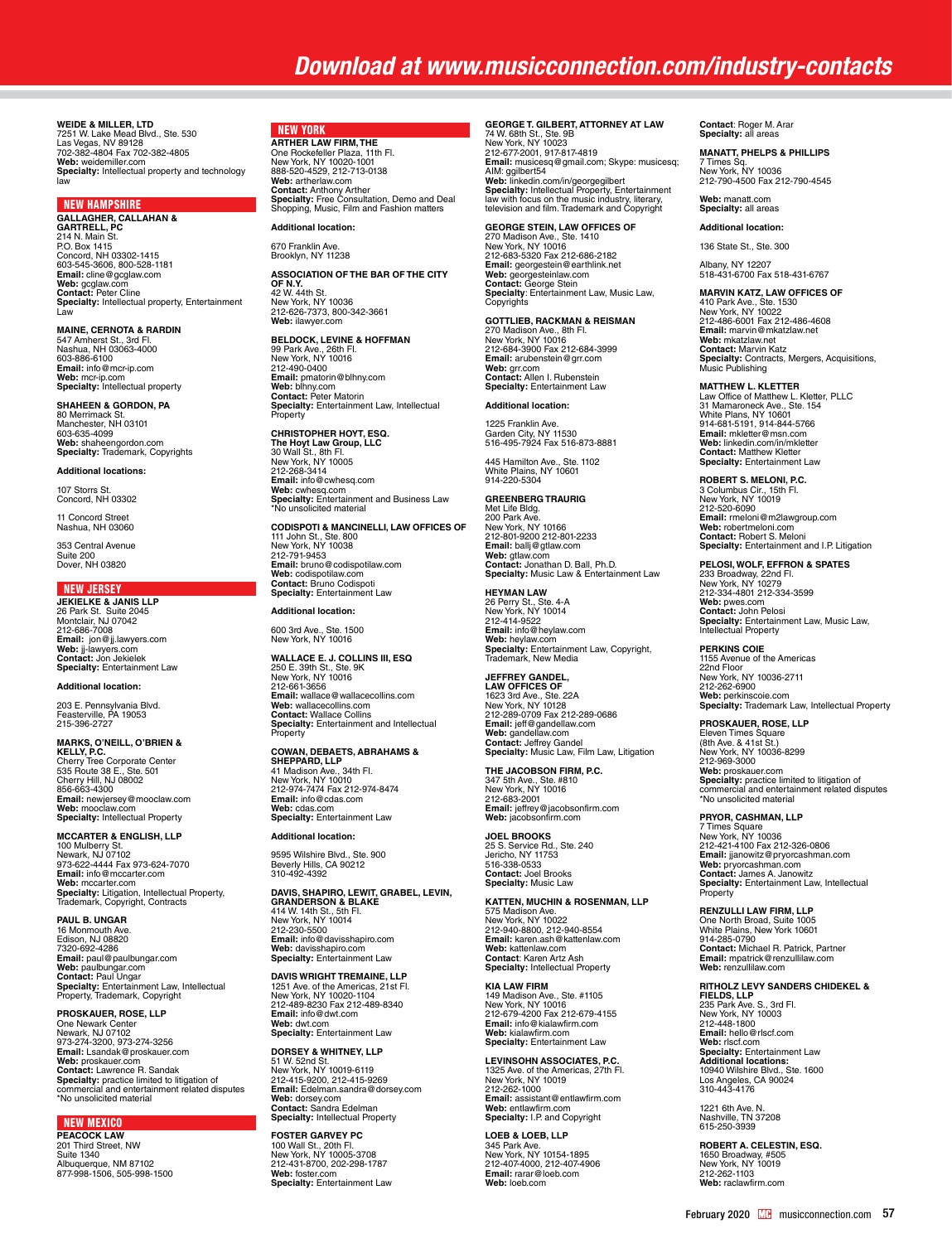**WEIDE & MILLER, LTD**
7251 W. Lake Mead Blvd., Ste. 530
Las Vegas, NV 89128
702-382-4804 Fax 702-382-4805
**Web:** weidemiller.com
**Specialty:** Intellectual property and technology law

## NEW HAMPSHIRE

**GALLAGHER, CALLAHAN & GARTRELL, PC**
214 N. Main St.
P.O. Box 1415
Concord, NH 03302-1415
603-545-3606, 800-528-1181
**Email:** cline@gcglaw.com
**Web:** gcglaw.com
**Contact:** Peter Cline
**Specialty:** Intellectual property, Entertainment Law

**MAINE, CERNOTA & RARDIN**
547 Amherst St., 3rd Fl.
Nashua, NH 03063-4000
603-886-6100
**Email:** info@mcr-ip.com
**Web:** mcr-ip.com
**Specialty:** Intellectual property

**SHAHEEN & GORDON, PA**
80 Merrimack St.
Manchester, NH 03101
603-635-4099
**Web:** shaheengordon.com
**Specialty:** Trademark, Copyrights

**Additional locations:**

107 Storrs St.
Concord, NH 03302

11 Concord Street
Nashua, NH 03060

353 Central Avenue
Suite 200
Dover, NH 03820

## NEW JERSEY

**JEKIELKE & JANIS LLP**
26 Park St. Suite 2045
Montclair, NJ 07042
212-686-7008
**Email:** jon@jj.lawyers.com
**Web:** jj-lawyers.com
**Contact:** Jon Jekielek
**Specialty:** Entertainment Law

**Additional location:**

203 E. Pennsylvania Blvd.
Feasterville, PA 19053
215-396-2727

**MARKS, O'NEILL, O'BRIEN & KELLY, P.C.**
Cherry Tree Corporate Center
535 Route 38 E., Ste. 501
Cherry Hill, NJ 08002
856-663-4300
**Email:** newjersey@mooclaw.com
**Web:** mooclaw.com
**Specialty:** Intellectual Property

**MCCARTER & ENGLISH, LLP**
100 Mulberry St.
Newark, NJ 07102
973-622-4444 Fax 973-624-7070
**Email:** info@mccarter.com
**Web:** mccarter.com
**Specialty:** Litigation, Intellectual Property, Trademark, Copyright, Contracts

**PAUL B. UNGAR**
16 Monmouth Ave.
Edison, NJ 08820
7320-692-4286
**Email:** paul@paulbungar.com
**Web:** paulbungar.com
**Contact:** Paul Ungar
**Specialty:** Entertainment Law, Intellectual Property, Trademark, Copyright

**PROSKAUER, ROSE, LLP**
One Newark Center
Newark, NJ 07102
973-274-3200, 973-274-3256
**Email:** Lsandak@proskauer.com
**Web:** proskauer.com
**Contact:** Lawrence R. Sandak
**Specialty:** practice limited to litigation of commercial and entertainment related disputes
*No unsolicited material

## NEW MEXICO

**PEACOCK LAW**
201 Third Street, NW
Suite 1340
Albuquerque, NM 87102
877-998-1506, 505-998-1500

## NEW YORK

**ARTHER LAW FIRM, THE**
One Rockefeller Plaza, 11th Fl.
New York, NY 10020-1001
888-520-4529, 212-713-0138
**Web:** artherlaw.com
**Contact:** Anthony Arther
**Specialty:** Free Consultation, Demo and Deal Shopping, Music, Film and Fashion matters

**Additional location:**

670 Franklin Ave.
Brooklyn, NY 11238

**ASSOCIATION OF THE BAR OF THE CITY OF N.Y.**
42 W. 44th St.
New York, NY 10036
212-626-7373, 800-342-3661
**Web:** ilawyer.com

**BELDOCK, LEVINE & HOFFMAN**
99 Park Ave., 26th Fl.
New York, NY 10016
212-490-0400
**Email:** pmatorin@blhny.com
**Web:** blhny.com
**Contact:** Peter Matorin
**Specialty:** Entertainment Law, Intellectual Property

**CHRISTOPHER HOYT, ESQ.**
**The Hoyt Law Group, LLC**
30 Wall St., 8th Fl.
New York, NY 10005
212-268-3414
**Email:** info@cwhesq.com
**Web:** cwhesq.com
**Specialty:** Entertainment and Business Law
*No unsolicited material

**CODISPOTI & MANCINELLI, LAW OFFICES OF**
111 John St., Ste. 800
New York, NY 10038
212-791-9453
**Email:** bruno@codispotilaw.com
**Web:** codispotilaw.com
**Contact:** Bruno Codispoti
**Specialty:** Entertainment Law

**Additional location:**

600 3rd Ave., Ste. 1500
New York, NY 10016

**WALLACE E. J. COLLINS III, ESQ**
250 E. 39th St., Ste. 9K
New York, NY 10016
212-661-3656
**Email:** wallace@wallacecollins.com
**Web:** wallacecollins.com
**Contact:** Wallace Collins
**Specialty:** Entertainment and Intellectual Property

**COWAN, DEBAETS, ABRAHAMS & SHEPPARD, LLP**
41 Madison Ave., 34th Fl.
New York, NY 10010
212-974-7474 Fax 212-974-8474
**Email:** info@cdas.com
**Web:** cdas.com
**Specialty:** Entertainment Law

**Additional location:**

9595 Wilshire Blvd., Ste. 900
Beverly Hills, CA 90212
310-492-4392

**DAVIS, SHAPIRO, LEWIT, GRABEL, LEVIN, GRANDERSON & BLAKE**
414 W. 14th St., 5th Fl.
New York, NY 10014
212-230-5500
**Email:** info@davisshapiro.com
**Web:** davisshapiro.com
**Specialty:** Entertainment Law

**DAVIS WRIGHT TREMAINE, LLP**
1251 Ave. of the Americas, 21st Fl.
New York, NY 10020-1104
212-489-8230 Fax 212-489-8340
**Email:** info@dwt.com
**Web:** dwt.com
**Specialty:** Entertainment Law

**DORSEY & WHITNEY, LLP**
51 W. 52nd St.
New York, NY 10019-6119
212-415-9200, 212-415-9269
**Email:** Edelman.sandra@dorsey.com
**Web:** dorsey.com
**Contact:** Sandra Edelman
**Specialty:** Intellectual Property

**FOSTER GARVEY PC**
100 Wall St., 20th Fl.
New York, NY 10005-3708
212-431-8700, 202-298-1787
**Web:** foster.com
**Specialty:** Entertainment Law

**GEORGE T. GILBERT, ATTORNEY AT LAW**
74 W. 68th St., Ste. 9B
New York, NY 10023
212-677-2001, 917-817-4819
**Email:** musicesq@gmail.com; Skype: musicesq; AIM: ggilbert54
**Web:** linkedin.com/in/georgegilbert
**Specialty:** Intellectual Property, Entertainment law with focus on the music industry, literary, television and film. Trademark and Copyright

**GEORGE STEIN, LAW OFFICES OF**
270 Madison Ave., Ste. 1410
New York, NY 10016
212-683-5320 Fax 212-686-2182
**Email:** georgestein@earthlink.net
**Web:** georgesteinlaw.com
**Contact:** George Stein
**Specialty**: Entertainment Law, Music Law, Copyrights

**GOTTLIEB, RACKMAN & REISMAN**
270 Madison Ave., 8th Fl.
New York, NY 10016
212-684-3900 Fax 212-684-3999
**Email:** arubenstein@grr.com
**Web:** grr.com
**Contact:** Allen I. Rubenstein
**Specialty:** Entertainment Law

**Additional location:**

1225 Franklin Ave.
Garden City, NY 11530
516-495-7924 Fax 516-873-8881

445 Hamilton Ave., Ste. 1102
White Plains, NY 10601
914-220-5304

**GREENBERG TRAURIG**
Met Life Bldg.
200 Park Ave.
New York, NY 10166
212-801-9200 212-801-2233
**Email:** ballj@gtlaw.com
**Web:** gtlaw.com
**Contact:** Jonathan D. Ball, Ph.D.
**Specialty:** Music Law & Entertainment Law

**HEYMAN LAW**
26 Perry St., Ste. 4-A
New York, NY 10014
212-414-9522
**Email:** info@heylaw.com
**Web:** heylaw.com
**Specialty:** Entertainment Law, Copyright, Trademark, New Media

**JEFFREY GANDEL, LAW OFFICES OF**
1623 3rd Ave., Ste. 22A
New York, NY 10128
212-289-0709 Fax 212-289-0686
**Email:** jeff@gandellaw.com
**Web:** gandellaw.com
**Contact:** Jeffrey Gandel
**Specialty:** Music Law, Film Law, Litigation

**THE JACOBSON FIRM, P.C.**
347 5th Ave., Ste. #810
New York, NY 10016
212-683-2001
**Email:** jeffrey@jacobsonfirm.com
**Web:** jacobsonfirm.com

**JOEL BROOKS**
25 S. Service Rd., Ste. 240
Jericho, NY 11753
516-338-0533
**Contact:** Joel Brooks
**Specialty:** Music Law

**KATTEN, MUCHIN & ROSENMAN, LLP**
575 Madison Ave.
New York, NY 10022
212-940-8800, 212-940-8554
**Email:** karen.ash@kattenlaw.com
**Web:** kattenlaw.com
**Contact** Karen Artz Ash
**Specialty:** Intellectual Property

**KIA LAW FIRM**
149 Madison Ave., Ste. #1105
New York, NY 10016
212-679-4200 Fax 212-679-4155
**Email:** info@kialawfirm.com
**Web:** kialawfirm.com
**Specialty:** Entertainment Law

**LEVINSOHN ASSOCIATES, P.C.**
1325 Ave. of the Americas, 27th Fl.
New York, NY 10019
212-262-1000
**Email:** assistant@entlawfirm.com
**Web:** entlawfirm.com
**Specialty:** I.P. and Copyright

**LOEB & LOEB, LLP**
345 Park Ave.
New York, NY 10154-1895
212-407-4000, 212-407-4906
**Email:** rarar@loeb.com
**Web:** loeb.com
**Contact**: Roger M. Arar
**Specialty:** all areas

**MANATT, PHELPS & PHILLIPS**
7 Times Sq.
New York, NY 10036
212-790-4500 Fax 212-790-4545

**Web:** manatt.com
**Specialty:** all areas

**Additional location:**

136 State St., Ste. 300

Albany, NY 12207
518-431-6700 Fax 518-431-6767

**MARVIN KATZ, LAW OFFICES OF**
410 Park Ave., Ste. 1530
New York, NY 10022
212-486-6001 Fax 212-486-4608
**Email:** marvin@mkatzlaw.net
**Web:** mkatzlaw.net
**Contact:** Marvin Katz
**Specialty:** Contracts, Mergers, Acquisitions, Music Publishing

**MATTHEW L. KLETTER**
Law Office of Matthew L. Kletter, PLLC
31 Mamaroneck Ave., Ste. 154
White Plans, NY 10601
914-681-5191, 914-844-5766
**Email:** mkletter@msn.com
**Web:** linkedin.com/in/mkletter
**Contact:** Matthew Kletter
**Specialty:** Entertainment Law

**ROBERT S. MELONI, P.C.**
3 Columbus Cir., 15th Fl.
New York, NY 10019
212-520-6090
**Email:** rmeloni@m2lawgroup.com
**Web:** robertmeloni.com
**Contact:** Robert S. Meloni
**Specialty:** Entertainment and I.P. Litigation

**PELOSI, WOLF, EFFRON & SPATES**
233 Broadway, 22nd Fl.
New York, NY 10279
212-334-4801 212-334-3599
**Web:** pwes.com
**Contact:** John Pelosi
**Specialty:** Entertainment Law, Music Law, Intellectual Property

**PERKINS COIE**
1155 Avenue of the Americas
22nd Floor
New York, NY 10036-2711
212-262-6900
**Web:** perkinscoie.com
**Specialty:** Trademark Law, Intellectual Property

**PROSKAUER, ROSE, LLP**
Eleven Times Square
(8th Ave. & 41st St.)
New York, NY 10036-8299
212-969-3000
**Web:** proskauer.com
**Specialty:** practice limited to litigation of commercial and entertainment related disputes
*No unsolicited material

**PRYOR, CASHMAN, LLP**
7 Times Square
New York, NY 10036
212-421-4100 Fax 212-326-0806
**Email:** jjanowitz@pryorcashman.com
**Web:** pryorcashman.com
**Contact:** James A. Janowitz
**Specialty:** Entertainment Law, Intellectual Property

**RENZULLI LAW FIRM, LLP**
One North Broad, Suite 1005
White Plains, New York 10601
914-285-0790
**Contact:** Michael R. Patrick, Partner
**Email:** mpatrick@renzullilaw.com
**Web:** renzullilaw.com

**RITHOLZ LEVY SANDERS CHIDEKEL & FIELDS, LLP**
235 Park Ave. S., 3rd Fl.
New York, NY 10003
212-448-1800
**Email:** hello@rlscf.com
**Web:** rlscf.com
**Specialty:** Entertainment Law
**Additional locations:**
10940 Wilshire Blvd., Ste. 1600
Los Angeles, CA 90024
310-443-4176

1221 6th Ave. N.
Nashville, TN 37208
615-250-3939

**ROBERT A. CELESTIN, ESQ.**
1650 Broadway, #505
New York, NY 10019
212-262-1103
**Web:** raclawfirm.com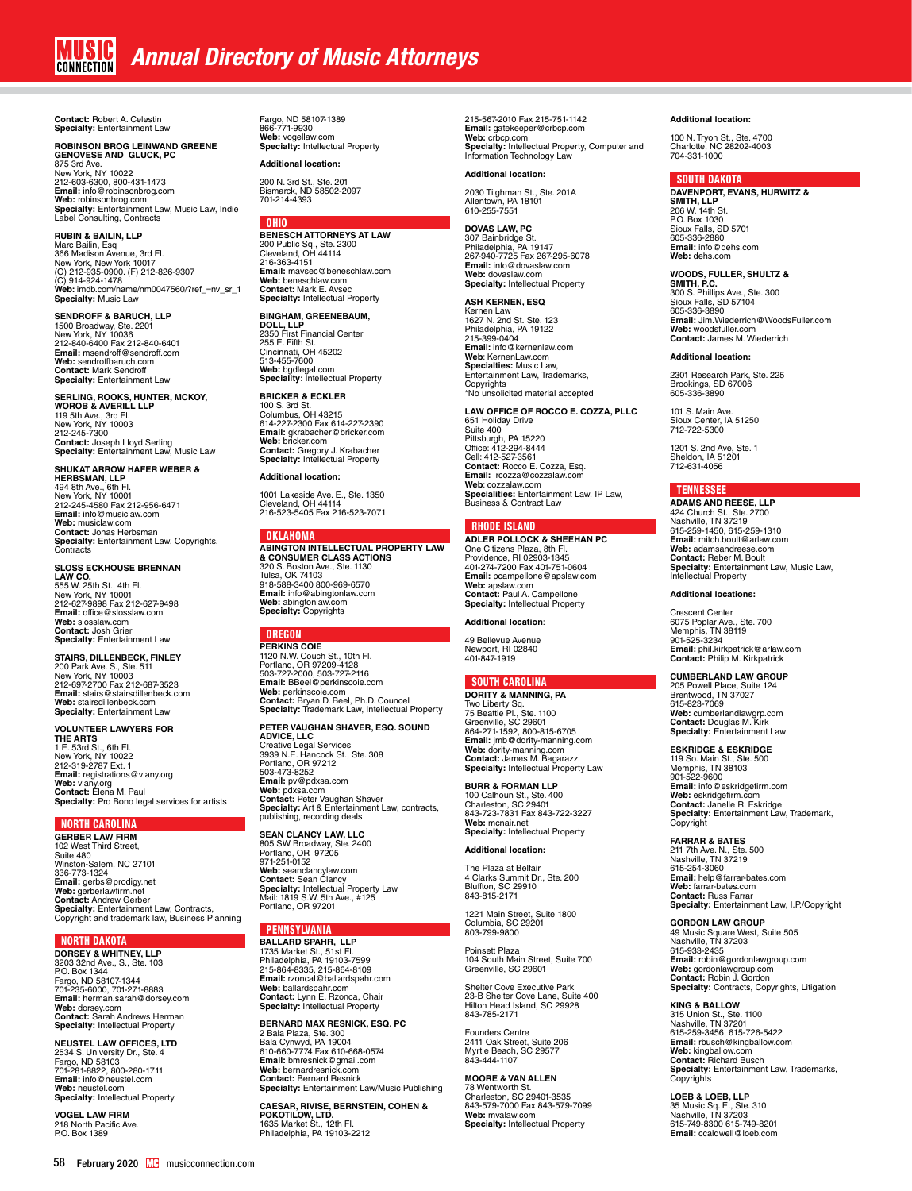# Annual Directory of Music Attorneys

**Contact:** Robert A. Celestin
**Specialty:** Entertainment Law

**ROBINSON BROG LEINWAND GREENE GENOVESE AND GLUCK, PC**
875 3rd Ave.
New York, NY 10022
212-603-6300, 800-431-1473
**Email:** info@robinsonbrog.com
**Web:** robinsonbrog.com
**Specialty:** Entertainment Law, Music Law, Indie Label Consulting, Contracts

**RUBIN & BAILIN, LLP**
Marc Bailin, Esq
366 Madison Avenue, 3rd Fl.
New York, New York 10017
(O) 212-935-0900. (F) 212-826-9307
(C) 914-924-1478
**Web:** imdb.com/name/nm0047560/?ref_=nv_sr_1
**Specialty:** Music Law

**SENDROFF & BARUCH, LLP**
1500 Broadway, Ste. 2201
New York, NY 10036
212-840-6400 Fax 212-840-6401
**Email:** msendroff@sendroff.com
**Web:** sendroffbaruch.com
**Contact:** Mark Sendroff
**Specialty:** Entertainment Law

**SERLING, ROOKS, HUNTER, MCKOY, WOROB & AVERILL LLP**
119 5th Ave., 3rd Fl.
New York, NY 10003
212-245-7300
**Contact:** Joseph Lloyd Serling
**Specialty:** Entertainment Law, Music Law

**SHUKAT ARROW HAFER WEBER & HERBSMAN, LLP**
494 8th Ave., 6th Fl.
New York, NY 10001
212-245-4580 Fax 212-956-6471
**Email:** info@musiclaw.com
**Web:** musiclaw.com
**Contact:** Jonas Herbsman
**Specialty:** Entertainment Law, Copyrights, Contracts

**SLOSS ECKHOUSE BRENNAN LAW CO.**
555 W. 25th St., 4th Fl.
New York, NY 10001
212-627-9898 Fax 212-627-9498
**Email:** office@slosslaw.com
**Web:** slosslaw.com
**Contact:** Josh Grier
**Specialty:** Entertainment Law

**STAIRS, DILLENBECK, FINLEY**
200 Park Ave. S., Ste. 511
New York, NY 10003
212-697-2700 Fax 212-687-3523
**Email:** stairs@stairsdillenbeck.com
**Web:** stairsdillenbeck.com
**Specialty:** Entertainment Law

**VOLUNTEER LAWYERS FOR THE ARTS**
1 E. 53rd St., 6th Fl.
New York, NY 10022
212-319-2787 Ext. 1
**Email:** registrations@vlany.org
**Web:** vlany.org
**Contact:** Elena M. Paul
**Specialty:** Pro Bono legal services for artists

## NORTH CAROLINA

**GERBER LAW FIRM**
102 West Third Street,
Suite 480
Winston-Salem, NC 27101
336-773-1324
**Email:** gerbs@prodigy.net
**Web:** gerberlawfirm.net
**Contact:** Andrew Gerber
**Specialty:** Entertainment Law, Contracts, Copyright and trademark law, Business Planning

## NORTH DAKOTA

**DORSEY & WHITNEY, LLP**
3203 32nd Ave., S., Ste. 103
P.O. Box 1344
Fargo, ND 58107-1344
701-235-6000, 701-271-8883
**Email:** herman.sarah@dorsey.com
**Web:** dorsey.com
**Contact:** Sarah Andrews Herman
**Specialty:** Intellectual Property

**NEUSTEL LAW OFFICES, LTD**
2534 S. University Dr., Ste. 4
Fargo, ND 58103
701-281-8822, 800-280-1711
**Email:** info@neustel.com
**Web:** neustel.com
**Specialty:** Intellectual Property

**VOGEL LAW FIRM**
218 North Pacific Ave.
P.O. Box 1389
Fargo, ND 58107-1389
866-771-9930
**Web:** vogellaw.com
**Specialty:** Intellectual Property

**Additional location:**

200 N. 3rd St., Ste. 201
Bismarck, ND 58502-2097
701-214-4393

## OHIO

**BENESCH ATTORNEYS AT LAW**
200 Public Sq., Ste. 2300
Cleveland, OH 44114
216-363-4151
**Email:** mavsec@beneschlaw.com
**Web:** beneschlaw.com
**Contact:** Mark E. Avsec
**Specialty:** Intellectual Property

**BINGHAM, GREENEBAUM, DOLL, LLP**
2350 First Financial Center
255 E. Fifth St.
Cincinnati, OH 45202
513-455-7600
**Web:** bgdlegal.com
**Specialty:** Intellectual Property

**BRICKER & ECKLER**
100 S. 3rd St.
Columbus, OH 43215
614-227-2300 Fax 614-227-2390
**Email:** gkrabacher@bricker.com
**Web:** bricker.com
**Contact:** Gregory J. Krabacher
**Specialty:** Intellectual Property

**Additional location:**

1001 Lakeside Ave. E., Ste. 1350
Cleveland, OH 44114
216-523-5405 Fax 216-523-7071

## OKLAHOMA

**ABINGTON INTELLECTUAL PROPERTY LAW & CONSUMER CLASS ACTIONS**
320 S. Boston Ave., Ste. 1130
Tulsa, OK 74103
918-588-3400 800-969-6570
**Email:** info@abingtonlaw.com
**Web:** abingtonlaw.com
**Specialty:** Copyrights

## OREGON

**PERKINS COIE**
1120 N.W. Couch St., 10th Fl.
Portland, OR 97209-4128
503-727-2000, 503-727-2116
**Email:** BBeel@perkinscoie.com
**Web:** perkinscoie.com
**Contact:** Bryan D. Beel, Ph.D. Councel
**Specialty:** Trademark Law, Intellectual Property

**PETER VAUGHAN SHAVER, ESQ. SOUND ADVICE, LLC**
Creative Legal Services
3939 N.E. Hancock St., Ste. 308
Portland, OR 97212
503-473-8252
**Email:** pv@pdxsa.com
**Web:** pdxsa.com
**Contact:** Peter Vaughan Shaver
**Specialty:** Art & Entertainment Law, contracts, publishing, recording deals

**SEAN CLANCY LAW, LLC**
805 SW Broadway, Ste. 2400
Portland, OR 97205
971-251-0152
**Web:** seanclancylaw.com
**Contact:** Sean Clancy
**Specialty:** Intellectual Property Law
Mail: 1819 S.W. 5th Ave., #125
Portland, OR 97201

## PENNSYLVANIA

**BALLARD SPAHR, LLP**
1735 Market St., 51st Fl.
Philadelphia, PA 19103-7599
215-864-8335, 215-864-8109
**Email:** rzoncal@ballardspahr.com
**Web:** ballardspahr.com
**Contact:** Lynn E. Rzonca, Chair
**Specialty:** Intellectual Property

**BERNARD MAX RESNICK, ESQ. PC**
2 Bala Plaza, Ste. 300
Bala Cynwyd, PA 19004
610-660-7774 Fax 610-668-0574
**Email:** bmresnick@gmail.com
**Web:** bernardresnick.com
**Contact:** Bernard Resnick
**Specialty:** Entertainment Law/Music Publishing

**CAESAR, RIVISE, BERNSTEIN, COHEN & POKOTILOW, LTD.**
1635 Market St., 12th Fl.
Philadelphia, PA 19103-2212
215-567-2010 Fax 215-751-1142
**Email:** gatekeeper@crbcp.com
**Web:** crbcp.com
**Specialty:** Intellectual Property, Computer and Information Technology Law

**Additional location:**

2030 Tilghman St., Ste. 201A
Allentown, PA 18101
610-255-7551

**DOVAS LAW, PC**
307 Bainbridge St.
Philadelphia, PA 19147
267-940-7725 Fax 267-295-6078
**Email:** info@dovaslaw.com
**Web:** dovaslaw.com
**Specialty:** Intellectual Property

**ASH KERNEN, ESQ**
Kernen Law
1627 N. 2nd St. Ste. 123
Philadelphia, PA 19122
215-399-0404
**Email:** info@kernenlaw.com
**Web:** KernenLaw.com
**Specialties:** Music Law, Entertainment Law, Trademarks, Copyrights
*No unsolicited material accepted

**LAW OFFICE OF ROCCO E. COZZA, PLLC**
651 Holiday Drive
Suite 400
Pittsburgh, PA 15220
Office: 412-294-8444
Cell: 412-527-3561
**Contact:** Rocco E. Cozza, Esq.
**Email:** rcozza@cozzalaw.com
**Web**: cozzalaw.com
**Specialities:** Entertainment Law, IP Law, Business & Contract Law

## RHODE ISLAND

**ADLER POLLOCK & SHEEHAN PC**
One Citizens Plaza, 8th Fl.
Providence, RI 02903-1345
401-274-7200 Fax 401-751-0604
**Email:** pcampellone@apslaw.com
**Web:** apslaw.com
**Contact:** Paul A. Campellone
**Specialty:** Intellectual Property

**Additional location**:

49 Bellevue Avenue
Newport, RI 02840
401-847-1919

## SOUTH CAROLINA

**DORITY & MANNING, PA**
Two Liberty Sq.
75 Beattie Pl., Ste. 1100
Greenville, SC 29601
864-271-1592, 800-815-6705
**Email:** jmb@dority-manning.com
**Web:** dority-manning.com
**Contact:** James M. Bagarazzi
**Specialty:** Intellectual Property Law

**BURR & FORMAN LLP**
100 Calhoun St., Ste. 400
Charleston, SC 29401
843-723-7831 Fax 843-722-3227
**Web:** mcnair.net
**Specialty:** Intellectual Property

**Additional location:**

The Plaza at Belfair
4 Clarks Summit Dr., Ste. 200
Bluffton, SC 29910
843-815-2171

1221 Main Street, Suite 1800
Columbia, SC 29201
803-799-9800

Poinsett Plaza
104 South Main Street, Suite 700
Greenville, SC 29601

Shelter Cove Executive Park
23-B Shelter Cove Lane, Suite 400
Hilton Head Island, SC 29928
843-785-2171

Founders Centre
2411 Oak Street, Suite 206
Myrtle Beach, SC 29577
843-444-1107

**MOORE & VAN ALLEN**
78 Wentworth St.
Charleston, SC 29401-3535
843-579-7000 Fax 843-579-7099
**Web:** mvalaw.com
**Specialty:** Intellectual Property

**Additional location:**

100 N. Tryon St., Ste. 4700
Charlotte, NC 28202-4003
704-331-1000

## SOUTH DAKOTA

**DAVENPORT, EVANS, HURWITZ & SMITH, LLP**
206 W. 14th St.
P.O. Box 1030
Sioux Falls, SD 5701
605-336-2880
**Email:** info@dehs.com
**Web:** dehs.com

**WOODS, FULLER, SHULTZ & SMITH, P.C.**
300 S. Phillips Ave., Ste. 300
Sioux Falls, SD 57104
605-336-3890
**Email:** Jim.Wiederrich@WoodsFuller.com
**Web:** woodsfuller.com
**Contact:** James M. Wiederrich

**Additional location:**

2301 Research Park, Ste. 225
Brookings, SD 67006
605-336-3890

101 S. Main Ave.
Sioux Center, IA 51250
712-722-5300

1201 S. 2nd Ave, Ste. 1
Sheldon, IA 51201
712-631-4056

## TENNESSEE

**ADAMS AND REESE, LLP**
424 Church St., Ste. 2700
Nashville, TN 37219
615-259-1450, 615-259-1310
**Email:** mitch.boult@arlaw.com
**Web:** adamsandreese.com
**Contact:** Reber M. Boult
**Specialty:** Entertainment Law, Music Law, Intellectual Property

**Additional locations:**

Crescent Center
6075 Poplar Ave., Ste. 700
Memphis, TN 38119
901-525-3234
**Email:** phil.kirkpatrick@arlaw.com
**Contact:** Philip M. Kirkpatrick

**CUMBERLAND LAW GROUP**
205 Powell Place, Suite 124
Brentwood, TN 37027
615-823-7069
**Web:** cumberlandlawgrp.com
**Contact:** Douglas M. Kirk
**Specialty:** Entertainment Law

**ESKRIDGE & ESKRIDGE**
119 So. Main St., Ste. 500
Memphis, TN 38103
901-522-9600
**Email:** info@eskridgefirm.com
**Web:** eskridgefirm.com
**Contact:** Janelle R. Eskridge
**Specialty:** Entertainment Law, Trademark, Copyright

**FARRAR & BATES**
211 7th Ave. N., Ste. 500
Nashville, TN 37219
615-254-3060
**Email:** help@farrar-bates.com
**Web:** farrar-bates.com
**Contact:** Russ Farrar
**Specialty:** Entertainment Law, I.P./Copyright

**GORDON LAW GROUP**
49 Music Square West, Suite 505
Nashville, TN 37203
615-933-2435
**Email:** robin@gordonlawgroup.com
**Web:** gordonlawgroup.com
**Contact:** Robin J. Gordon
**Specialty:** Contracts, Copyrights, Litigation

**KING & BALLOW**
315 Union St., Ste. 1100
Nashville, TN 37201
615-259-3456, 615-726-5422
**Email:** rbusch@kingballow.com
**Web:** kingballow.com
**Contact:** Richard Busch
**Specialty:** Entertainment Law, Trademarks, Copyrights

**LOEB & LOEB, LLP**
35 Music Sq. E., Ste. 310
Nashville, TN 37203
615-749-8300 615-749-8201
**Email:** ccaldwell@loeb.com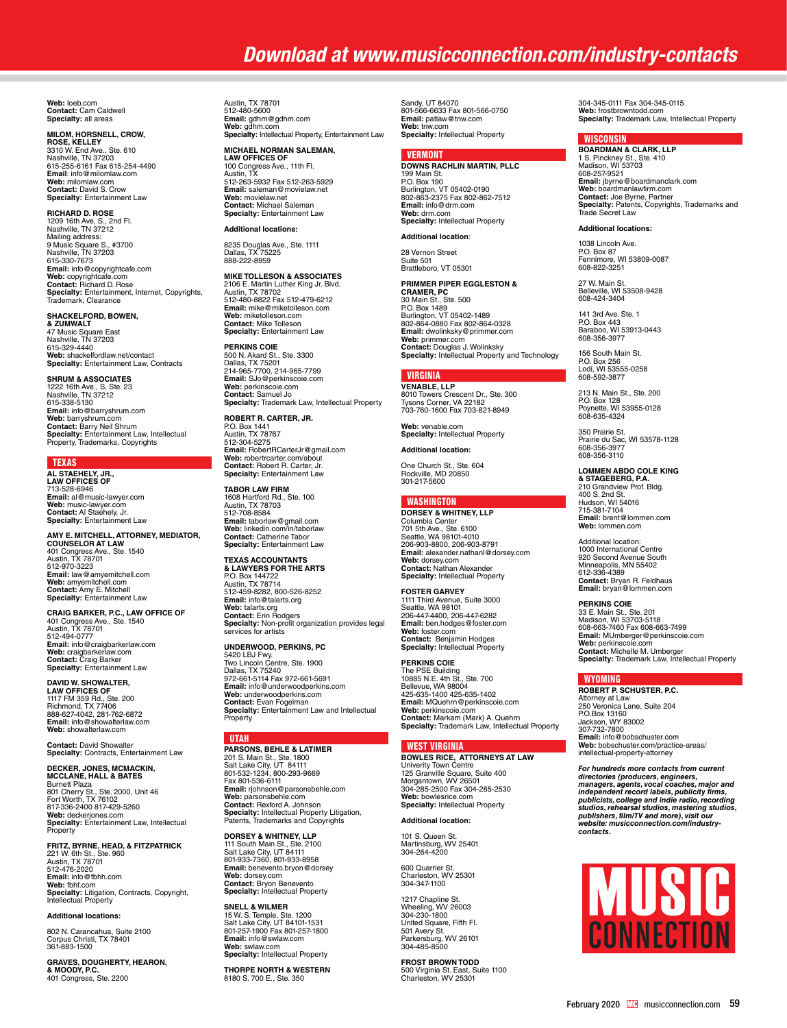Download at www.musicconnection.com/industry-contacts

**Web:** loeb.com
**Contact:** Cam Caldwell
**Specialty:** all areas

**MILOM, HORSNELL, CROW, ROSE, KELLEY**
3310 W. End Ave., Ste. 610
Nashville, TN 37203
615-255-6161 Fax 615-254-4490
**Email:** info@milomlaw.com
**Web:** milomlaw.com
**Contact:** David S. Crow
**Specialty:** Entertainment Law

**RICHARD D. ROSE**
1209 16th Ave, S., 2nd Fl.
Nashville, TN 37212
Mailing address:
9 Music Square S., #3700
Nashville, TN 37203
615-330-7673
**Email:** info@copyrightcafe.com
**Web:** copyrightcafe.com
**Contact:** Richard D. Rose
**Specialty:** Entertainment, Internet, Copyrights, Trademark, Clearance

**SHACKELFORD, BOWEN, & ZUMWALT**
47 Music Square East
Nashville, TN 37203
615-329-4440
**Web:** shackelfordlaw.net/contact
**Specialty:** Entertainment Law, Contracts

**SHRUM & ASSOCIATES**
1222 16th Ave., S, Ste. 23
Nashville, TN 37212
615-338-5130
**Email:** info@barryshrum.com
**Web:** barryshrum.com
**Contact:** Barry Neil Shrum
**Specialty:** Entertainment Law, Intellectual Property, Trademarks, Copyrights

## TEXAS

**AL STAEHELY, JR., LAW OFFICES OF**
713-528-6946
**Email:** al@music-lawyer.com
**Web:** music-lawyer.com
**Contact:** Al Staehely, Jr.
**Specialty:** Entertainment Law

**AMY E. MITCHELL, ATTORNEY, MEDIATOR, COUNSELOR AT LAW**
401 Congress Ave., Ste. 1540
Austin, TX 78701
512-970-3223
**Email:** law@amyemitchell.com
**Web:** amyemitchell.com
**Contact:** Amy E. Mitchell
**Specialty:** Entertainment Law

**CRAIG BARKER, P.C., LAW OFFICE OF**
401 Congress Ave., Ste. 1540
Austin, TX 78701
512-494-0777
**Email:** info@craigbarkerlaw.com
**Web:** craigbarkerlaw.com
**Contact:** Craig Barker
**Specialty:** Entertainment Law

**DAVID W. SHOWALTER, LAW OFFICES OF**
1117 FM 359 Rd., Ste. 200
Richmond, TX 77406
888-627-4042, 281-762-6872
**Email:** info@showalterlaw.com
**Web:** showalterlaw.com

**Contact:** David Showalter
**Specialty:** Contracts, Entertainment Law

**DECKER, JONES, MCMACKIN, MCCLANE, HALL & BATES**
Burnett Plaza
801 Cherry St., Ste. 2000, Unit 46
Fort Worth, TX 76102
817-336-2400 817-429-5260
**Web:** deckerjones.com
**Specialty:** Entertainment Law, Intellectual Property

**FRITZ, BYRNE, HEAD, & FITZPATRICK**
221 W. 6th St., Ste. 960
Austin, TX 78701
512-476-2020
**Email:** info@fbhh.com
**Web:** fbhf.com
**Specialty:** Litigation, Contracts, Copyright, Intellectual Property

**Additional locations:**

802 N. Carancahua, Suite 2100
Corpus Christi, TX 78401
361-883-1500

**GRAVES, DOUGHERTY, HEARON, & MOODY, P.C.**
401 Congress, Ste. 2200
Austin, TX 78701
512-480-5600
**Email:** gdhm@gdhm.com
**Web:** gdhm.com
**Specialty:** Intellectual Property, Entertainment Law

**MICHAEL NORMAN SALEMAN, LAW OFFICES OF**
100 Congress Ave., 11th Fl.
Austin, TX
512-263-5932 Fax 512-263-5929
**Email:** saleman@movielaw.net
**Web:** movielaw.net
**Contact:** Michael Saleman
**Specialty:** Entertainment Law

**Additional locations:**

8235 Douglas Ave., Ste. 1111
Dallas, TX 75225
888-222-8959

**MIKE TOLLESON & ASSOCIATES**
2106 E. Martin Luther King Jr. Blvd.
Austin, TX 78702
512-480-8822 Fax 512-479-6212
**Email:** mike@miketolleson.com
**Web:** miketolleson.com
**Contact:** Mike Tolleson
**Specialty:** Entertainment Law

**PERKINS COIE**
500 N. Akard St., Ste. 3300
Dallas, TX 75201
214-965-7700, 214-965-7799
**Email:** SJo@perkinscoie.com
**Web:** perkinscoie.com
**Contact:** Samuel Jo
**Specialty:** Trademark Law, Intellectual Property

**ROBERT R. CARTER, JR.**
P.O. Box 1441
Austin, TX 78767
512-304-5275
**Email:** RobertRCarterJr@gmail.com
**Web:** robertrcarter.com/about
**Contact:** Robert R. Carter, Jr.
**Specialty:** Entertainment Law

**TABOR LAW FIRM**
1608 Hartford Rd., Ste. 100
Austin, TX 78703
512-708-8584
**Email:** taborlaw@gmail.com
**Web:** linkedin.com/in/taborlaw
**Contact:** Catherine Tabor
**Specialty:** Entertainment Law

**TEXAS ACCOUNTANTS & LAWYERS FOR THE ARTS**
P.O. Box 144722
Austin, TX 78714
512-459-8282, 800-526-8252
**Email:** info@talarts.org
**Web:** talarts.org
**Contact:** Erin Rodgers
**Specialty:** Non-profit organization provides legal services for artists

**UNDERWOOD, PERKINS, PC**
5420 LBJ Fwy.
Two Lincoln Centre, Ste. 1900
Dallas, TX 75240
972-661-5114 Fax 972-661-5691
**Email:** info@underwoodperkins.com
**Web:** underwoodperkins.com
**Contact:** Evan Fogelman
**Specialty:** Entertainment Law and Intellectual Property

## UTAH

**PARSONS, BEHLE & LATIMER**
201 S. Main St., Ste. 1800
Salt Lake City, UT 84111
801-532-1234, 800-293-9669
Fax 801-536-6111
**Email:** rjohnson@parsonsbehle.com
**Web:** parsonsbehle.com
**Contact:** Rexford A. Johnson
**Specialty:** Intellectual Property Litigation, Patents, Trademarks and Copyrights

**DORSEY & WHITNEY, LLP**
111 South Main St., Ste. 2100
Salt Lake City, UT 84111
801-933-7360, 801-933-8958
**Email:** benevento.bryon@dorsey
**Web:** dorsey.com
**Contact:** Bryon Benevento
**Specialty:** Intellectual Property

**SNELL & WILMER**
15 W. S. Temple, Ste. 1200
Salt Lake City, UT 84101-1531
801-257-1900 Fax 801-257-1800
**Email:** info@swlaw.com
**Web:** swlaw.com
**Specialty:** Intellectual Property

**THORPE NORTH & WESTERN**
8180 S. 700 E., Ste. 350
Sandy, UT 84070
801-566-6633 Fax 801-566-0750
**Email:** patlaw@tnw.com
**Web:** tnw.com
**Specialty:** Intellectual Property

## VERMONT

**DOWNS RACHLIN MARTIN, PLLC**
199 Main St.
P.O. Box 190
Burlington, VT 05402-0190
802-863-2375 Fax 802-862-7512
**Email:** info@drm.com
**Web:** drm.com
**Specialty:** Intellectual Property

**Additional location**:

28 Vernon Street
Suite 501
Brattleboro, VT 05301

**PRIMMER PIPER EGGLESTON & CRAMER, PC**
30 Main St., Ste. 500
P.O. Box 1489
Burlington, VT 05402-1489
802-864-0880 Fax 802-864-0328
**Email:** dwolinksky@primmer.com
**Web:** primmer.com
**Contact:** Douglas J. Wolinksky
**Specialty:** Intellectual Property and Technology

## VIRGINIA

**VENABLE, LLP**
8010 Towers Crescent Dr., Ste. 300
Tysons Corner, VA 22182
703-760-1600 Fax 703-821-8949

**Web:** venable.com
**Specialty:** Intellectual Property

**Additional location:**

One Church St., Ste. 604
Rockville, MD 20850
301-217-5600

## WASHINGTON

**DORSEY & WHITNEY, LLP**
Columbia Center
701 5th Ave., Ste. 6100
Seattle, WA 98101-4010
206-903-8800, 206-903-8791
**Email:** alexander.nathanl@dorsey.com
**Web:** dorsey.com
**Contact:** Nathan Alexander
**Specialty:** Intellectual Property

**FOSTER GARVEY**
1111 Third Avenue, Suite 3000
Seattle, WA 98101
206-447-4400, 206-447-6282
**Email:** ben.hodges@foster.com
**Web:** foster.com
**Contact:** Benjamin Hodges
**Specialty:** Intellectual Property

**PERKINS COIE**
The PSE Building
10885 N.E. 4th St., Ste. 700
Bellevue, WA 98004
425-635-1400 425-635-1402
**Email:** MQuehrn@perkinscoie.com
**Web:** perkinscoie.com
**Contact:** Markam (Mark) A. Quehrn
**Specialty:** Trademark Law, Intellectual Property

## WEST VIRGINIA

**BOWLES RICE, ATTORNEYS AT LAW**
Univerity Town Centre
125 Granville Square, Suite 400
Morgantown, WV 26501
304-285-2500 Fax 304-285-2530
**Web:** bowlesrice.com
**Specialty:** Intellectual Property

**Additional location:**

101 S. Queen St.
Martinsburg, WV 25401
304-264-4200

600 Quarrier St.
Charleston, WV 25301
304-347-1100

1217 Chapline St.
Wheeling, WV 26003
304-230-1800
United Square, Fifth Fl.
501 Avery St.
Parkersburg, WV 26101
304-485-8500

**FROST BROWN TODD**
500 Virginia St. East, Suite 1100
Charleston, WV 25301
304-345-0111 Fax 304-345-0115
**Web:** frostbrowntodd.com
**Specialty:** Trademark Law, Intellectual Property

## WISCONSIN

**BOARDMAN & CLARK, LLP**
1 S. Pinckney St., Ste. 410
Madison, WI 53703
608-257-9521
**Email:** jbyrne@boardmanclark.com
**Web:** boardmanlawfirm.com
**Contact:** Joe Byrne, Partner
**Specialty:** Patents, Copyrights, Trademarks and Trade Secret Law

**Additional locations:**

1038 Lincoln Ave.
P.O. Box 87
Fennimore, WI 53809-0087
608-822-3251

27 W. Main St.
Belleville, WI 53508-9428
608-424-3404

141 3rd Ave. Ste. 1
P.O. Box 443
Baraboo, WI 53913-0443
608-356-3977

156 South Main St.
P.O. Box 256
Lodi, WI 53555-0258
608-592-3877

213 N. Main St., Ste. 200
P.O. Box 128
Poynette, WI 53955-0128
608-635-4324

350 Prairie St.
Prairie du Sac, WI 53578-1128
608-356-3977
608-356-3110

**LOMMEN ABDO COLE KING & STAGEBERG, P.A.**
210 Grandview Prof. Bldg.
400 S. 2nd St.
Hudson, WI 54016
715-381-7104
**Email:** brent@lommen.com
**Web:** lommen.com

Additional location:
1000 International Centre
920 Second Avenue South
Minneapolis, MN 55402
612-336-4389
**Contact:** Bryan R. Feldhaus
**Email:** bryan@lommen.com

**PERKINS COIE**
33 E. Main St., Ste. 201
Madison, WI 53703-5118
608-663-7460 Fax 608-663-7499
**Email:** MUmberger@perkinscoie.com
**Web:** perkinscoie.com
**Contact:** Michelle M. Umberger
**Specialty:** Trademark Law, Intellectual Property

## WYOMING

**ROBERT P. SCHUSTER, P.C.**
Attorney at Law
250 Veronica Lane, Suite 204
P.O.Box 13160
Jackson, WY 83002
307-732-7800
**Email:** info@bobschuster.com
**Web:** bobschuster.com/practice-areas/intellectual-property-attorney

***For hundreds more contacts from current directories (producers, engineers, managers, agents, vocal coaches, major and independent record labels, publicity firms, publicists, college and indie radio, recording studios, rehearsal studios, mastering studios, publishers, film/TV and more), visit our website: musicconnection.com/industry-contacts.***

MUSIC CONNECTION